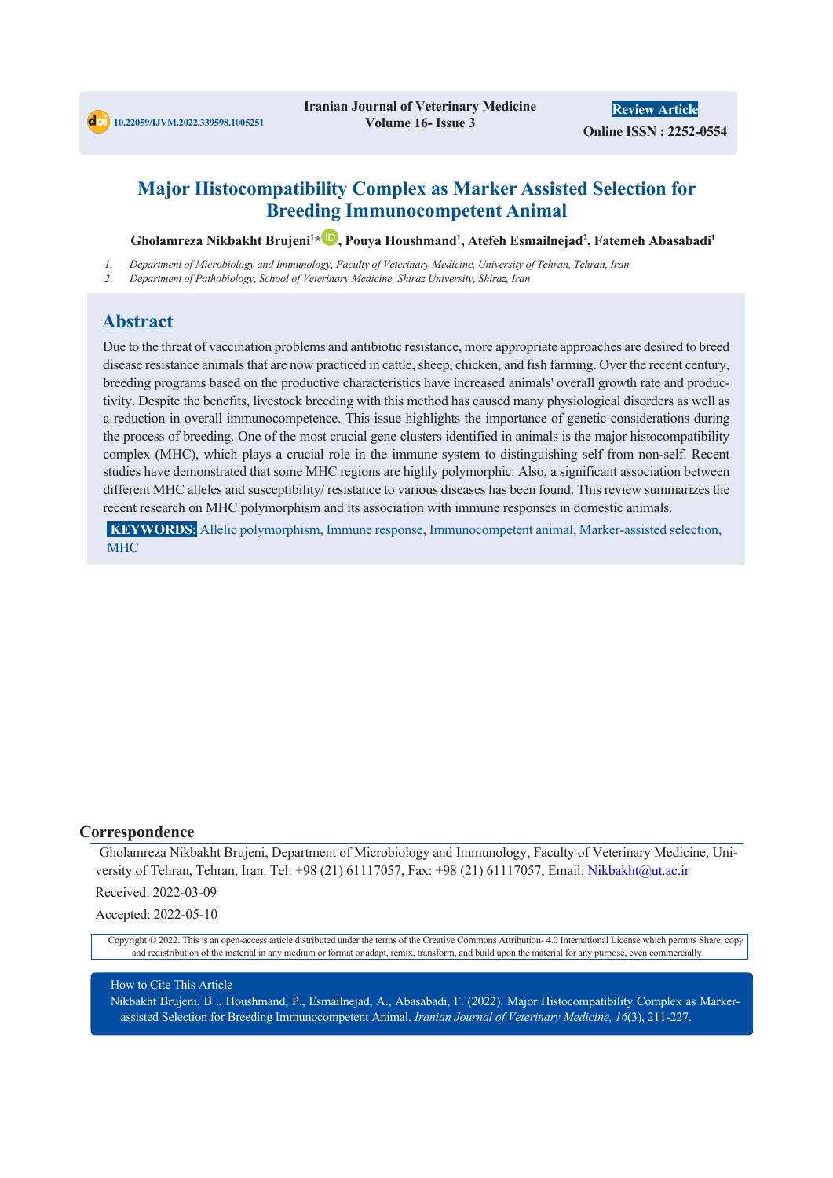10.22059/IJVM.2022.339598.1005251

Iranian Journal of Veterinary Medicine
Volume 16- Issue 3

**Review Article**

**Online ISSN : 2252-0554**

# Major Histocompatibility Complex as Marker Assisted Selection for Breeding Immunocompetent Animal

**Gholamreza Nikbakht Brujeni[1]*, Pouya Houshmand[1], Atefeh Esmailnejad[2], Fatemeh Abasabadi[1]**

1. *Department of Microbiology and Immunology, Faculty of Veterinary Medicine, University of Tehran, Tehran, Iran*
2. *Department of Pathobiology, School of Veterinary Medicine, Shiraz University, Shiraz, Iran*

## Abstract

Due to the threat of vaccination problems and antibiotic resistance, more appropriate approaches are desired to breed disease resistance animals that are now practiced in cattle, sheep, chicken, and fish farming. Over the recent century, breeding programs based on the productive characteristics have increased animals' overall growth rate and productivity. Despite the benefits, livestock breeding with this method has caused many physiological disorders as well as a reduction in overall immunocompetence. This issue highlights the importance of genetic considerations during the process of breeding. One of the most crucial gene clusters identified in animals is the major histocompatibility complex (MHC), which plays a crucial role in the immune system to distinguishing self from non-self. Recent studies have demonstrated that some MHC regions are highly polymorphic. Also, a significant association between different MHC alleles and susceptibility/ resistance to various diseases has been found. This review summarizes the recent research on MHC polymorphism and its association with immune responses in domestic animals.

**KEYWORDS:** Allelic polymorphism, Immune response, Immunocompetent animal, Marker-assisted selection, MHC

## Correspondence

Gholamreza Nikbakht Brujeni, Department of Microbiology and Immunology, Faculty of Veterinary Medicine, University of Tehran, Tehran, Iran. Tel: +98 (21) 61117057, Fax: +98 (21) 61117057, Email: Nikbakht@ut.ac.ir

Received: 2022-03-09

Accepted: 2022-05-10

Copyright © 2022. This is an open-access article distributed under the terms of the Creative Commons Attribution- 4.0 International License which permits Share, copy and redistribution of the material in any medium or format or adapt, remix, transform, and build upon the material for any purpose, even commercially.

How to Cite This Article

Nikbakht Brujeni, B ., Houshmand, P., Esmailnejad, A., Abasabadi, F. (2022). Major Histocompatibility Complex as Marker-assisted Selection for Breeding Immunocompetent Animal. *Iranian Journal of Veterinary Medicine, 16*(3), 211-227.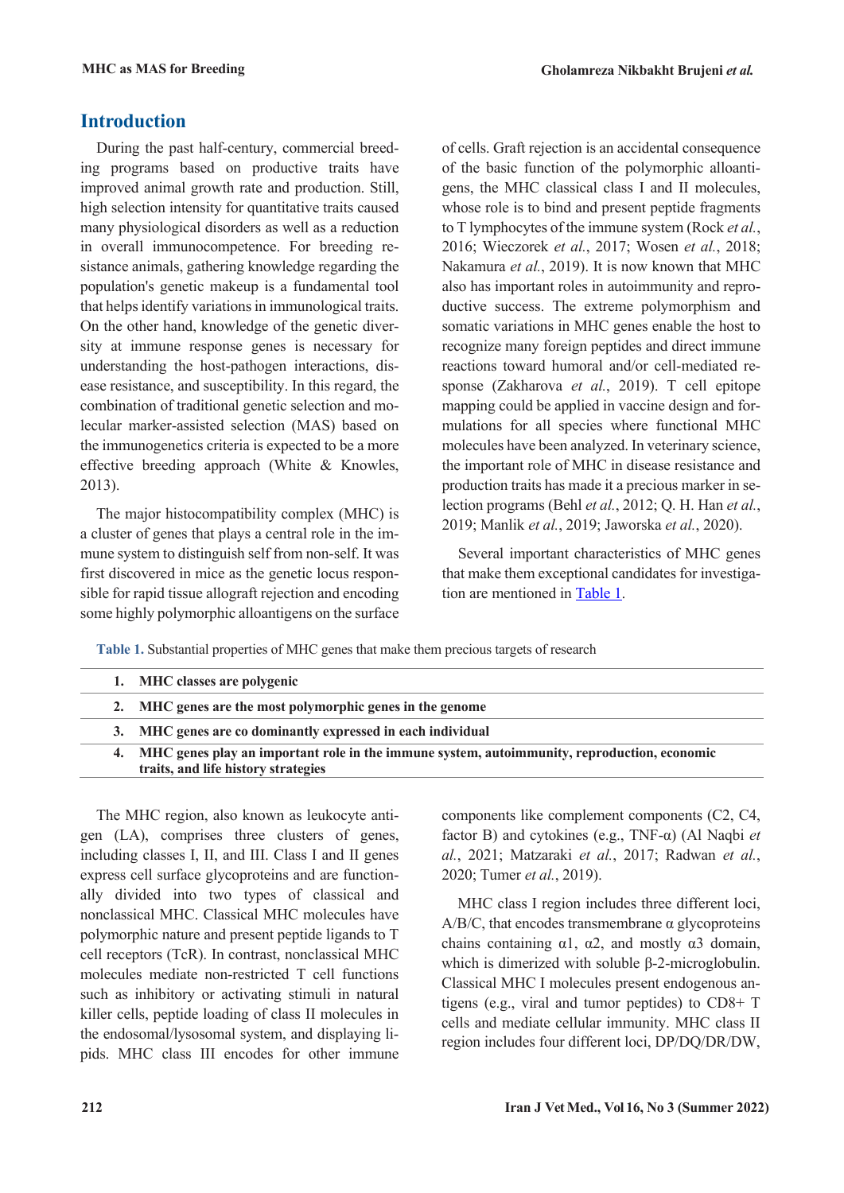## Introduction

During the past half-century, commercial breeding programs based on productive traits have improved animal growth rate and production. Still, high selection intensity for quantitative traits caused many physiological disorders as well as a reduction in overall immunocompetence. For breeding resistance animals, gathering knowledge regarding the population's genetic makeup is a fundamental tool that helps identify variations in immunological traits. On the other hand, knowledge of the genetic diversity at immune response genes is necessary for understanding the host-pathogen interactions, disease resistance, and susceptibility. In this regard, the combination of traditional genetic selection and molecular marker-assisted selection (MAS) based on the immunogenetics criteria is expected to be a more effective breeding approach (White & Knowles, 2013).

The major histocompatibility complex (MHC) is a cluster of genes that plays a central role in the immune system to distinguish self from non-self. It was first discovered in mice as the genetic locus responsible for rapid tissue allograft rejection and encoding some highly polymorphic alloantigens on the surface of cells. Graft rejection is an accidental consequence of the basic function of the polymorphic alloantigens, the MHC classical class I and II molecules, whose role is to bind and present peptide fragments to T lymphocytes of the immune system (Rock *et al.*, 2016; Wieczorek *et al.*, 2017; Wosen *et al.*, 2018; Nakamura *et al.*, 2019). It is now known that MHC also has important roles in autoimmunity and reproductive success. The extreme polymorphism and somatic variations in MHC genes enable the host to recognize many foreign peptides and direct immune reactions toward humoral and/or cell-mediated response (Zakharova *et al.*, 2019). T cell epitope mapping could be applied in vaccine design and formulations for all species where functional MHC molecules have been analyzed. In veterinary science, the important role of MHC in disease resistance and production traits has made it a precious marker in selection programs (Behl *et al.*, 2012; Q. H. Han *et al.*, 2019; Manlik *et al.*, 2019; Jaworska *et al.*, 2020).

Several important characteristics of MHC genes that make them exceptional candidates for investigation are mentioned in Table 1.

**Table 1.** Substantial properties of MHC genes that make them precious targets of research

| | |
|---|---|
| **1.** | **MHC classes are polygenic** |
| **2.** | **MHC genes are the most polymorphic genes in the genome** |
| **3.** | **MHC genes are co dominantly expressed in each individual** |
| **4.** | **MHC genes play an important role in the immune system, autoimmunity, reproduction, economic traits, and life history strategies** |

The MHC region, also known as leukocyte antigen (LA), comprises three clusters of genes, including classes I, II, and III. Class I and II genes express cell surface glycoproteins and are functionally divided into two types of classical and nonclassical MHC. Classical MHC molecules have polymorphic nature and present peptide ligands to T cell receptors (TcR). In contrast, nonclassical MHC molecules mediate non-restricted T cell functions such as inhibitory or activating stimuli in natural killer cells, peptide loading of class II molecules in the endosomal/lysosomal system, and displaying lipids. MHC class III encodes for other immune components like complement components (C2, C4, factor B) and cytokines (e.g., TNF-α) (Al Naqbi *et al.*, 2021; Matzaraki *et al.*, 2017; Radwan *et al.*, 2020; Tumer *et al.*, 2019).

MHC class I region includes three different loci, A/B/C, that encodes transmembrane α glycoproteins chains containing α1, α2, and mostly α3 domain, which is dimerized with soluble β-2-microglobulin. Classical MHC I molecules present endogenous antigens (e.g., viral and tumor peptides) to CD8+ T cells and mediate cellular immunity. MHC class II region includes four different loci, DP/DQ/DR/DW,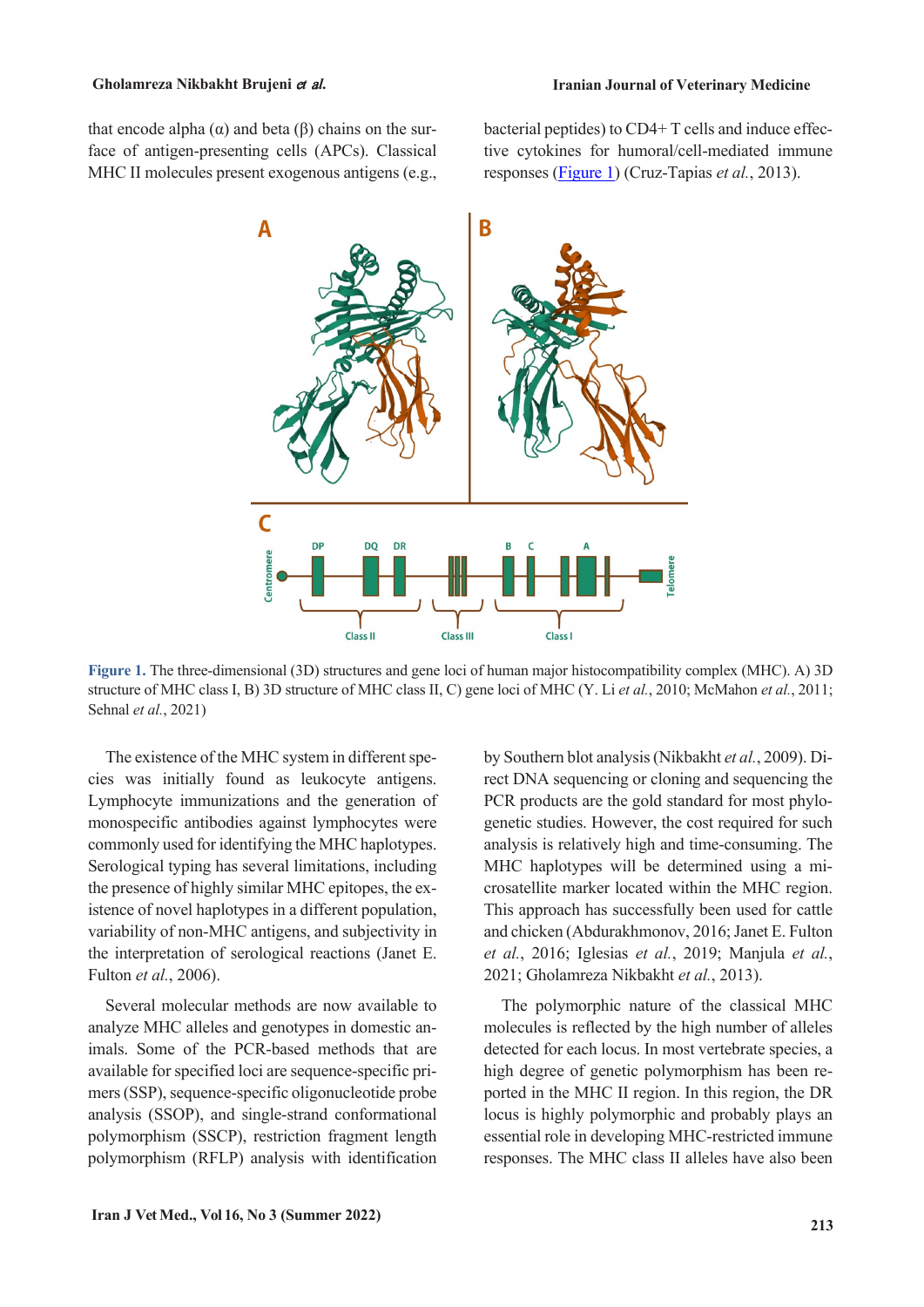that encode alpha (α) and beta (β) chains on the surface of antigen-presenting cells (APCs). Classical MHC II molecules present exogenous antigens (e.g., bacterial peptides) to CD4+ T cells and induce effective cytokines for humoral/cell-mediated immune responses (Figure 1) (Cruz-Tapias *et al.*, 2013).

**Figure 1.** The three-dimensional (3D) structures and gene loci of human major histocompatibility complex (MHC). A) 3D structure of MHC class I, B) 3D structure of MHC class II, C) gene loci of MHC (Y. Li *et al.*, 2010; McMahon *et al.*, 2011; Sehnal *et al.*, 2021)

The existence of the MHC system in different species was initially found as leukocyte antigens. Lymphocyte immunizations and the generation of monospecific antibodies against lymphocytes were commonly used for identifying the MHC haplotypes. Serological typing has several limitations, including the presence of highly similar MHC epitopes, the existence of novel haplotypes in a different population, variability of non-MHC antigens, and subjectivity in the interpretation of serological reactions (Janet E. Fulton *et al.*, 2006).

Several molecular methods are now available to analyze MHC alleles and genotypes in domestic animals. Some of the PCR-based methods that are available for specified loci are sequence-specific primers (SSP), sequence-specific oligonucleotide probe analysis (SSOP), and single-strand conformational polymorphism (SSCP), restriction fragment length polymorphism (RFLP) analysis with identification by Southern blot analysis (Nikbakht *et al.*, 2009). Direct DNA sequencing or cloning and sequencing the PCR products are the gold standard for most phylogenetic studies. However, the cost required for such analysis is relatively high and time-consuming. The MHC haplotypes will be determined using a microsatellite marker located within the MHC region. This approach has successfully been used for cattle and chicken (Abdurakhmonov, 2016; Janet E. Fulton *et al.*, 2016; Iglesias *et al.*, 2019; Manjula *et al.*, 2021; Gholamreza Nikbakht *et al.*, 2013).

The polymorphic nature of the classical MHC molecules is reflected by the high number of alleles detected for each locus. In most vertebrate species, a high degree of genetic polymorphism has been reported in the MHC II region. In this region, the DR locus is highly polymorphic and probably plays an essential role in developing MHC-restricted immune responses. The MHC class II alleles have also been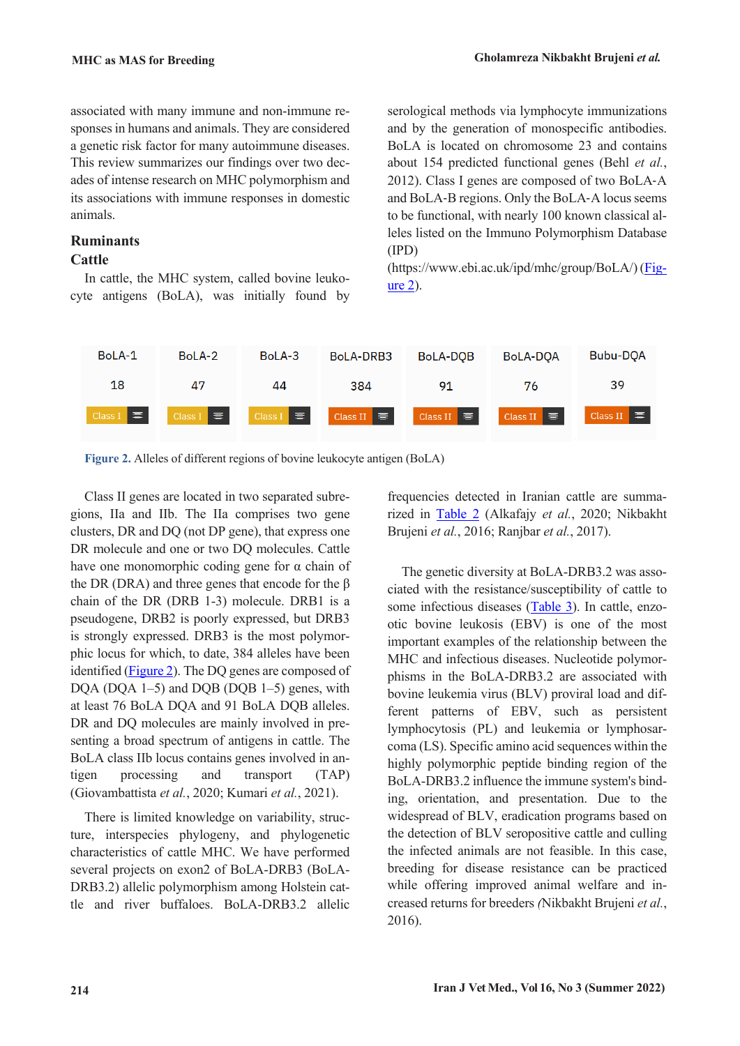associated with many immune and non-immune responses in humans and animals. They are considered a genetic risk factor for many autoimmune diseases. This review summarizes our findings over two decades of intense research on MHC polymorphism and its associations with immune responses in domestic animals.

## Ruminants

### Cattle

In cattle, the MHC system, called bovine leukocyte antigens (BoLA), was initially found by serological methods via lymphocyte immunizations and by the generation of monospecific antibodies. BoLA is located on chromosome 23 and contains about 154 predicted functional genes (Behl *et al.*, 2012). Class I genes are composed of two BoLA-A and BoLA-B regions. Only the BoLA-A locus seems to be functional, with nearly 100 known classical alleles listed on the Immuno Polymorphism Database (IPD) (https://www.ebi.ac.uk/ipd/mhc/group/BoLA/) (Figure 2).

| BoLA-1 | BoLA-2 | BoLA-3 | BoLA-DRB3 | BoLA-DQB | BoLA-DQA | Bubu-DQA |
|---|---|---|---|---|---|---|
| 18 | 47 | 44 | 384 | 91 | 76 | 39 |
| Class I | Class I | Class I | Class II | Class II | Class II | Class II |

**Figure 2.** Alleles of different regions of bovine leukocyte antigen (BoLA)

Class II genes are located in two separated subregions, IIa and IIb. The IIa comprises two gene clusters, DR and DQ (not DP gene), that express one DR molecule and one or two DQ molecules. Cattle have one monomorphic coding gene for α chain of the DR (DRA) and three genes that encode for the β chain of the DR (DRB 1-3) molecule. DRB1 is a pseudogene, DRB2 is poorly expressed, but DRB3 is strongly expressed. DRB3 is the most polymorphic locus for which, to date, 384 alleles have been identified (Figure 2). The DQ genes are composed of DQA (DQA 1–5) and DQB (DQB 1–5) genes, with at least 76 BoLA DQA and 91 BoLA DQB alleles. DR and DQ molecules are mainly involved in presenting a broad spectrum of antigens in cattle. The BoLA class IIb locus contains genes involved in antigen processing and transport (TAP) (Giovambattista *et al.*, 2020; Kumari *et al.*, 2021).

There is limited knowledge on variability, structure, interspecies phylogeny, and phylogenetic characteristics of cattle MHC. We have performed several projects on exon2 of BoLA-DRB3 (BoLA-DRB3.2) allelic polymorphism among Holstein cattle and river buffaloes. BoLA-DRB3.2 allelic frequencies detected in Iranian cattle are summarized in Table 2 (Alkafajy *et al.*, 2020; Nikbakht Brujeni *et al.*, 2016; Ranjbar *et al.*, 2017).

The genetic diversity at BoLA-DRB3.2 was associated with the resistance/susceptibility of cattle to some infectious diseases (Table 3). In cattle, enzootic bovine leukosis (EBV) is one of the most important examples of the relationship between the MHC and infectious diseases. Nucleotide polymorphisms in the BoLA-DRB3.2 are associated with bovine leukemia virus (BLV) proviral load and different patterns of EBV, such as persistent lymphocytosis (PL) and leukemia or lymphosarcoma (LS). Specific amino acid sequences within the highly polymorphic peptide binding region of the BoLA-DRB3.2 influence the immune system's binding, orientation, and presentation. Due to the widespread of BLV, eradication programs based on the detection of BLV seropositive cattle and culling the infected animals are not feasible. In this case, breeding for disease resistance can be practiced while offering improved animal welfare and increased returns for breeders (Nikbakht Brujeni *et al.*, 2016).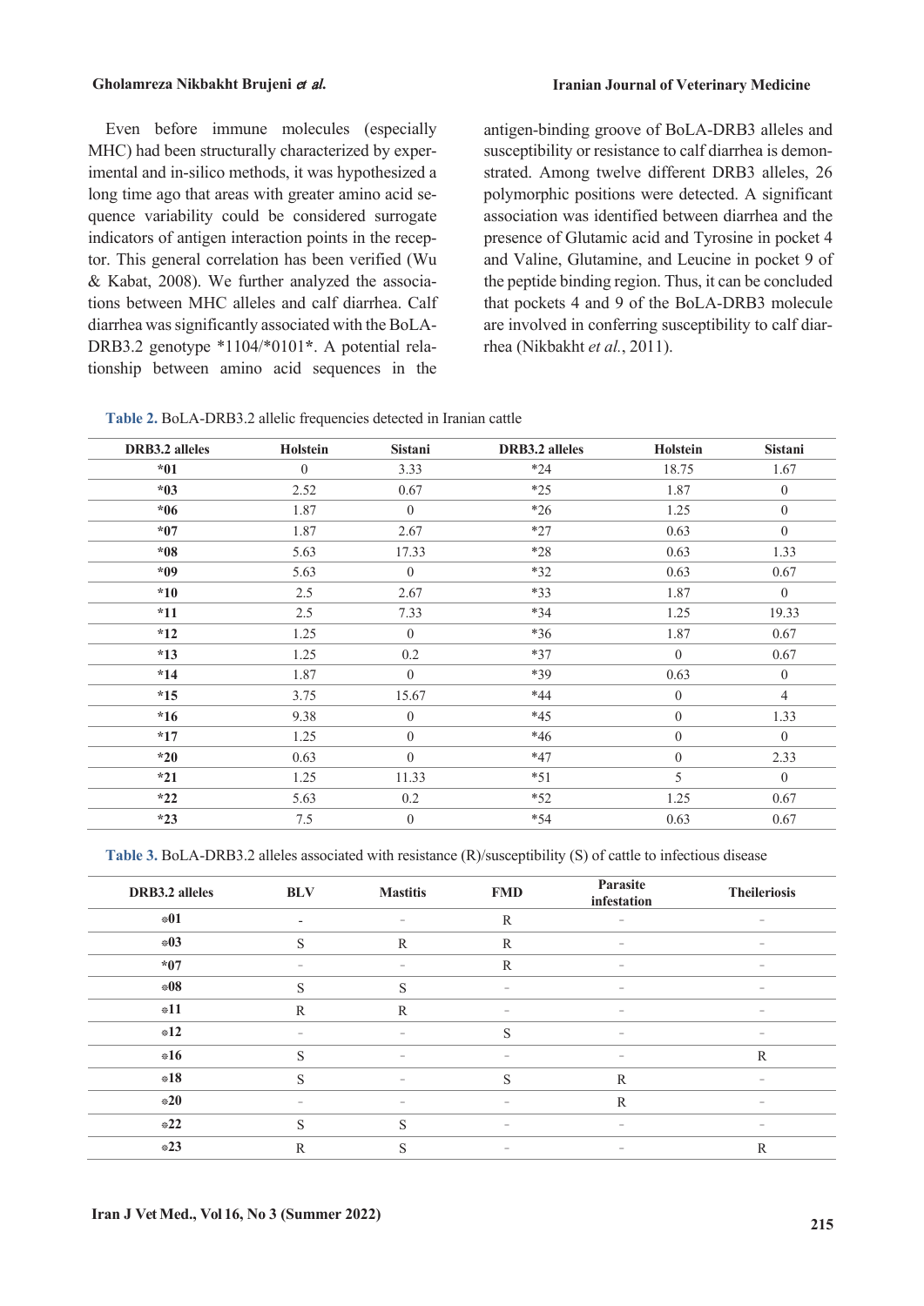Even before immune molecules (especially MHC) had been structurally characterized by experimental and in-silico methods, it was hypothesized a long time ago that areas with greater amino acid sequence variability could be considered surrogate indicators of antigen interaction points in the receptor. This general correlation has been verified (Wu & Kabat, 2008). We further analyzed the associations between MHC alleles and calf diarrhea. Calf diarrhea was significantly associated with the BoLA-DRB3.2 genotype *1104/*0101*. A potential relationship between amino acid sequences in the antigen-binding groove of BoLA-DRB3 alleles and susceptibility or resistance to calf diarrhea is demonstrated. Among twelve different DRB3 alleles, 26 polymorphic positions were detected. A significant association was identified between diarrhea and the presence of Glutamic acid and Tyrosine in pocket 4 and Valine, Glutamine, and Leucine in pocket 9 of the peptide binding region. Thus, it can be concluded that pockets 4 and 9 of the BoLA-DRB3 molecule are involved in conferring susceptibility to calf diarrhea (Nikbakht *et al.*, 2011).

**Table 2.** BoLA-DRB3.2 allelic frequencies detected in Iranian cattle

| DRB3.2 alleles | Holstein | Sistani | DRB3.2 alleles | Holstein | Sistani |
|---|---|---|---|---|---|
| **\*01** | 0 | 3.33 | *24 | 18.75 | 1.67 |
| **\*03** | 2.52 | 0.67 | *25 | 1.87 | 0 |
| **\*06** | 1.87 | 0 | *26 | 1.25 | 0 |
| **\*07** | 1.87 | 2.67 | *27 | 0.63 | 0 |
| **\*08** | 5.63 | 17.33 | *28 | 0.63 | 1.33 |
| **\*09** | 5.63 | 0 | *32 | 0.63 | 0.67 |
| **\*10** | 2.5 | 2.67 | *33 | 1.87 | 0 |
| **\*11** | 2.5 | 7.33 | *34 | 1.25 | 19.33 |
| **\*12** | 1.25 | 0 | *36 | 1.87 | 0.67 |
| **\*13** | 1.25 | 0.2 | *37 | 0 | 0.67 |
| **\*14** | 1.87 | 0 | *39 | 0.63 | 0 |
| **\*15** | 3.75 | 15.67 | *44 | 0 | 4 |
| **\*16** | 9.38 | 0 | *45 | 0 | 1.33 |
| **\*17** | 1.25 | 0 | *46 | 0 | 0 |
| **\*20** | 0.63 | 0 | *47 | 0 | 2.33 |
| **\*21** | 1.25 | 11.33 | *51 | 5 | 0 |
| **\*22** | 5.63 | 0.2 | *52 | 1.25 | 0.67 |
| **\*23** | 7.5 | 0 | *54 | 0.63 | 0.67 |

**Table 3.** BoLA-DRB3.2 alleles associated with resistance (R)/susceptibility (S) of cattle to infectious disease

| DRB3.2 alleles | BLV | Mastitis | FMD | Parasite infestation | Theileriosis |
|---|---|---|---|---|---|
| **\*01** | - | - | R | - | - |
| **\*03** | S | R | R | - | - |
| **\*07** | - | - | R | - | - |
| **\*08** | S | S | - | - | - |
| **\*11** | R | R | - | - | - |
| **\*12** | - | - | S | - | - |
| **\*16** | S | - | - | - | R |
| **\*18** | S | - | S | R | - |
| **\*20** | - | - | - | R | - |
| **\*22** | S | S | - | - | - |
| **\*23** | R | S | - | - | R |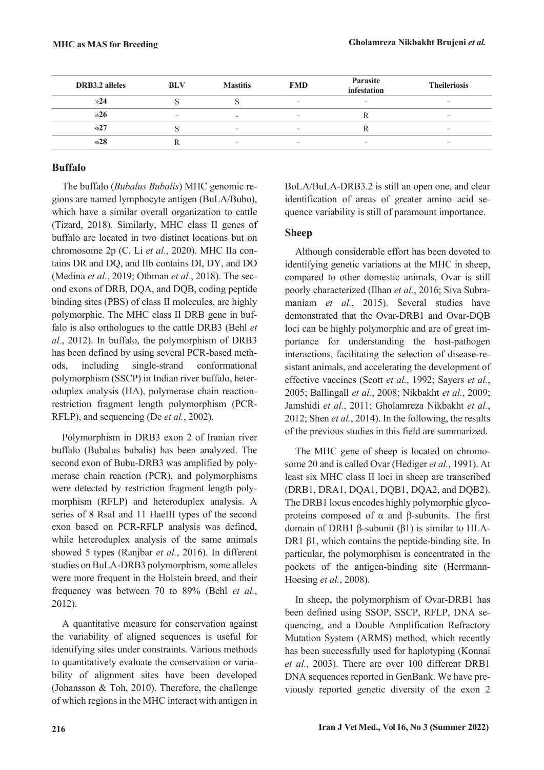| DRB3.2 alleles | BLV | Mastitis | FMD | Parasite infestation | Theileriosis |
|---|---|---|---|---|---|
| *24 | S | S | - | - | - |
| *26 | - | - | - | R | - |
| *27 | S | - | - | R | - |
| *28 | R | - | - | - | - |

## Buffalo

The buffalo (*Bubalus Bubalis*) MHC genomic regions are named lymphocyte antigen (BuLA/Bubo), which have a similar overall organization to cattle (Tizard, 2018). Similarly, MHC class II genes of buffalo are located in two distinct locations but on chromosome 2p (C. Li *et al.*, 2020). MHC IIa contains DR and DQ, and IIb contains DI, DY, and DO (Medina *et al.*, 2019; Othman *et al.*, 2018). The second exons of DRB, DQA, and DQB, coding peptide binding sites (PBS) of class II molecules, are highly polymorphic. The MHC class II DRB gene in buffalo is also orthologues to the cattle DRB3 (Behl *et al.*, 2012). In buffalo, the polymorphism of DRB3 has been defined by using several PCR-based methods, including single-strand conformational polymorphism (SSCP) in Indian river buffalo, heteroduplex analysis (HA), polymerase chain reaction-restriction fragment length polymorphism (PCR-RFLP), and sequencing (De *et al.*, 2002).

Polymorphism in DRB3 exon 2 of Iranian river buffalo (Bubalus bubalis) has been analyzed. The second exon of Bubu-DRB3 was amplified by polymerase chain reaction (PCR), and polymorphisms were detected by restriction fragment length polymorphism (RFLP) and heteroduplex analysis. A series of 8 RsaI and 11 HaeIII types of the second exon based on PCR-RFLP analysis was defined, while heteroduplex analysis of the same animals showed 5 types (Ranjbar *et al.*, 2016). In different studies on BuLA-DRB3 polymorphism, some alleles were more frequent in the Holstein breed, and their frequency was between 70 to 89% (Behl *et al.*, 2012).

A quantitative measure for conservation against the variability of aligned sequences is useful for identifying sites under constraints. Various methods to quantitatively evaluate the conservation or variability of alignment sites have been developed (Johansson & Toh, 2010). Therefore, the challenge of which regions in the MHC interact with antigen in BoLA/BuLA-DRB3.2 is still an open one, and clear identification of areas of greater amino acid sequence variability is still of paramount importance.

## Sheep

Although considerable effort has been devoted to identifying genetic variations at the MHC in sheep, compared to other domestic animals, Ovar is still poorly characterized (Ilhan *et al.*, 2016; Siva Subramaniam *et al.*, 2015). Several studies have demonstrated that the Ovar-DRB1 and Ovar-DQB loci can be highly polymorphic and are of great importance for understanding the host-pathogen interactions, facilitating the selection of disease-resistant animals, and accelerating the development of effective vaccines (Scott *et al.*, 1992; Sayers *et al.*, 2005; Ballingall *et al.*, 2008; Nikbakht *et al.*, 2009; Jamshidi *et al.*, 2011; Gholamreza Nikbakht *et al.*, 2012; Shen *et al.*, 2014). In the following, the results of the previous studies in this field are summarized.

The MHC gene of sheep is located on chromosome 20 and is called Ovar (Hediger *et al.*, 1991). At least six MHC class II loci in sheep are transcribed (DRB1, DRA1, DQA1, DQB1, DQA2, and DQB2). The DRB1 locus encodes highly polymorphic glycoproteins composed of α and β-subunits. The first domain of DRB1 β-subunit (β1) is similar to HLA-DR1 β1, which contains the peptide-binding site. In particular, the polymorphism is concentrated in the pockets of the antigen-binding site (Herrmann-Hoesing *et al.*, 2008).

In sheep, the polymorphism of Ovar-DRB1 has been defined using SSOP, SSCP, RFLP, DNA sequencing, and a Double Amplification Refractory Mutation System (ARMS) method, which recently has been successfully used for haplotyping (Konnai *et al.*, 2003). There are over 100 different DRB1 DNA sequences reported in GenBank. We have previously reported genetic diversity of the exon 2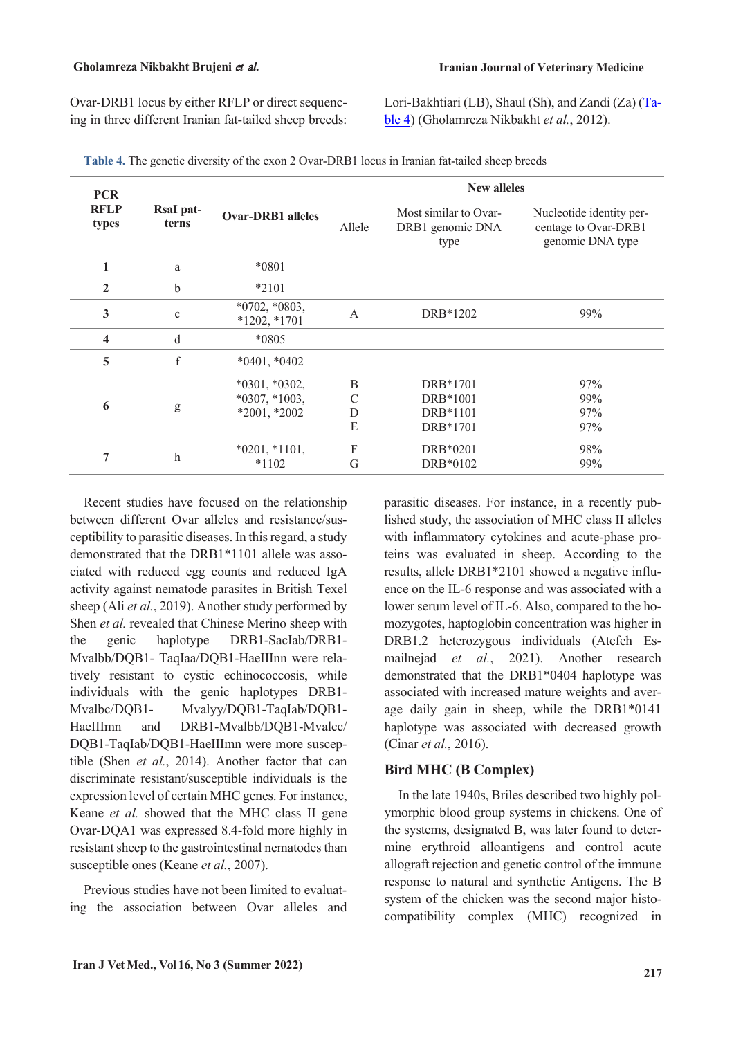Ovar-DRB1 locus by either RFLP or direct sequencing in three different Iranian fat-tailed sheep breeds: Lori-Bakhtiari (LB), Shaul (Sh), and Zandi (Za) (Table 4) (Gholamreza Nikbakht *et al.*, 2012).

**Table 4.** The genetic diversity of the exon 2 Ovar-DRB1 locus in Iranian fat-tailed sheep breeds

| PCR RFLP types | RsaI patterns | Ovar-DRB1 alleles | New alleles | | |
|---|---|---|---|---|---|
| | | | Allele | Most similar to Ovar-DRB1 genomic DNA type | Nucleotide identity percentage to Ovar-DRB1 genomic DNA type |
| 1 | a | *0801 | | | |
| 2 | b | *2101 | | | |
| 3 | c | *0702, *0803, *1202, *1701 | A | DRB*1202 | 99% |
| 4 | d | *0805 | | | |
| 5 | f | *0401, *0402 | | | |
| 6 | g | *0301, *0302, *0307, *1003, *2001, *2002 | B<br>C<br>D<br>E | DRB*1701<br>DRB*1001<br>DRB*1101<br>DRB*1701 | 97%<br>99%<br>97%<br>97% |
| 7 | h | *0201, *1101, *1102 | F<br>G | DRB*0201<br>DRB*0102 | 98%<br>99% |

Recent studies have focused on the relationship between different Ovar alleles and resistance/susceptibility to parasitic diseases. In this regard, a study demonstrated that the DRB1*1101 allele was associated with reduced egg counts and reduced IgA activity against nematode parasites in British Texel sheep (Ali *et al.*, 2019). Another study performed by Shen *et al.* revealed that Chinese Merino sheep with the genic haplotype DRB1-SacIab/DRB1-Mvalbb/DQB1- TaqIaa/DQB1-HaeIIInn were relatively resistant to cystic echinococcosis, while individuals with the genic haplotypes DRB1-Mvalbc/DQB1- Mvalyy/DQB1-TaqIab/DQB1-HaeIIImn and DRB1-Mvalbb/DQB1-Mvalcc/DQB1-TaqIab/DQB1-HaeIIImn were more susceptible (Shen *et al.*, 2014). Another factor that can discriminate resistant/susceptible individuals is the expression level of certain MHC genes. For instance, Keane *et al.* showed that the MHC class II gene Ovar-DQA1 was expressed 8.4-fold more highly in resistant sheep to the gastrointestinal nematodes than susceptible ones (Keane *et al.*, 2007).

Previous studies have not been limited to evaluating the association between Ovar alleles and parasitic diseases. For instance, in a recently published study, the association of MHC class II alleles with inflammatory cytokines and acute-phase proteins was evaluated in sheep. According to the results, allele DRB1*2101 showed a negative influence on the IL-6 response and was associated with a lower serum level of IL-6. Also, compared to the homozygotes, haptoglobin concentration was higher in DRB1.2 heterozygous individuals (Atefeh Esmailnejad *et al.*, 2021). Another research demonstrated that the DRB1*0404 haplotype was associated with increased mature weights and average daily gain in sheep, while the DRB1*0141 haplotype was associated with decreased growth (Cinar *et al.*, 2016).

## Bird MHC (B Complex)

In the late 1940s, Briles described two highly polymorphic blood group systems in chickens. One of the systems, designated B, was later found to determine erythroid alloantigens and control acute allograft rejection and genetic control of the immune response to natural and synthetic Antigens. The B system of the chicken was the second major histocompatibility complex (MHC) recognized in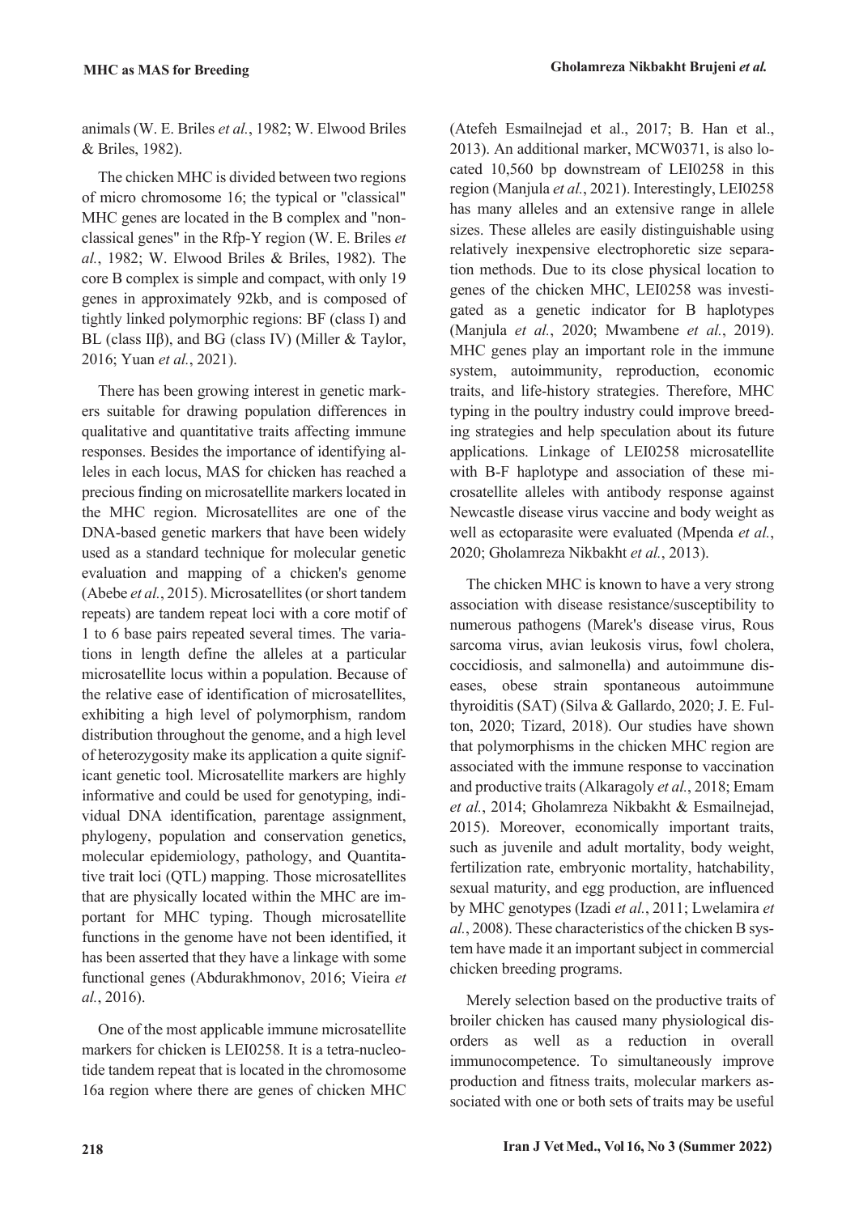animals (W. E. Briles *et al.*, 1982; W. Elwood Briles & Briles, 1982).

The chicken MHC is divided between two regions of micro chromosome 16; the typical or "classical" MHC genes are located in the B complex and "non-classical genes" in the Rfp-Y region (W. E. Briles *et al.*, 1982; W. Elwood Briles & Briles, 1982). The core B complex is simple and compact, with only 19 genes in approximately 92kb, and is composed of tightly linked polymorphic regions: BF (class I) and BL (class IIβ), and BG (class IV) (Miller & Taylor, 2016; Yuan *et al.*, 2021).

There has been growing interest in genetic markers suitable for drawing population differences in qualitative and quantitative traits affecting immune responses. Besides the importance of identifying alleles in each locus, MAS for chicken has reached a precious finding on microsatellite markers located in the MHC region. Microsatellites are one of the DNA-based genetic markers that have been widely used as a standard technique for molecular genetic evaluation and mapping of a chicken's genome (Abebe *et al.*, 2015). Microsatellites (or short tandem repeats) are tandem repeat loci with a core motif of 1 to 6 base pairs repeated several times. The variations in length define the alleles at a particular microsatellite locus within a population. Because of the relative ease of identification of microsatellites, exhibiting a high level of polymorphism, random distribution throughout the genome, and a high level of heterozygosity make its application a quite significant genetic tool. Microsatellite markers are highly informative and could be used for genotyping, individual DNA identification, parentage assignment, phylogeny, population and conservation genetics, molecular epidemiology, pathology, and Quantitative trait loci (QTL) mapping. Those microsatellites that are physically located within the MHC are important for MHC typing. Though microsatellite functions in the genome have not been identified, it has been asserted that they have a linkage with some functional genes (Abdurakhmonov, 2016; Vieira *et al.*, 2016).

One of the most applicable immune microsatellite markers for chicken is LEI0258. It is a tetra-nucleotide tandem repeat that is located in the chromosome 16a region where there are genes of chicken MHC (Atefeh Esmailnejad et al., 2017; B. Han et al., 2013). An additional marker, MCW0371, is also located 10,560 bp downstream of LEI0258 in this region (Manjula *et al.*, 2021). Interestingly, LEI0258 has many alleles and an extensive range in allele sizes. These alleles are easily distinguishable using relatively inexpensive electrophoretic size separation methods. Due to its close physical location to genes of the chicken MHC, LEI0258 was investigated as a genetic indicator for B haplotypes (Manjula *et al.*, 2020; Mwambene *et al.*, 2019). MHC genes play an important role in the immune system, autoimmunity, reproduction, economic traits, and life-history strategies. Therefore, MHC typing in the poultry industry could improve breeding strategies and help speculation about its future applications. Linkage of LEI0258 microsatellite with B-F haplotype and association of these microsatellite alleles with antibody response against Newcastle disease virus vaccine and body weight as well as ectoparasite were evaluated (Mpenda *et al.*, 2020; Gholamreza Nikbakht *et al.*, 2013).

The chicken MHC is known to have a very strong association with disease resistance/susceptibility to numerous pathogens (Marek's disease virus, Rous sarcoma virus, avian leukosis virus, fowl cholera, coccidiosis, and salmonella) and autoimmune diseases, obese strain spontaneous autoimmune thyroiditis (SAT) (Silva & Gallardo, 2020; J. E. Fulton, 2020; Tizard, 2018). Our studies have shown that polymorphisms in the chicken MHC region are associated with the immune response to vaccination and productive traits (Alkaragoly *et al.*, 2018; Emam *et al.*, 2014; Gholamreza Nikbakht & Esmailnejad, 2015). Moreover, economically important traits, such as juvenile and adult mortality, body weight, fertilization rate, embryonic mortality, hatchability, sexual maturity, and egg production, are influenced by MHC genotypes (Izadi *et al.*, 2011; Lwelamira *et al.*, 2008). These characteristics of the chicken B system have made it an important subject in commercial chicken breeding programs.

Merely selection based on the productive traits of broiler chicken has caused many physiological disorders as well as a reduction in overall immunocompetence. To simultaneously improve production and fitness traits, molecular markers associated with one or both sets of traits may be useful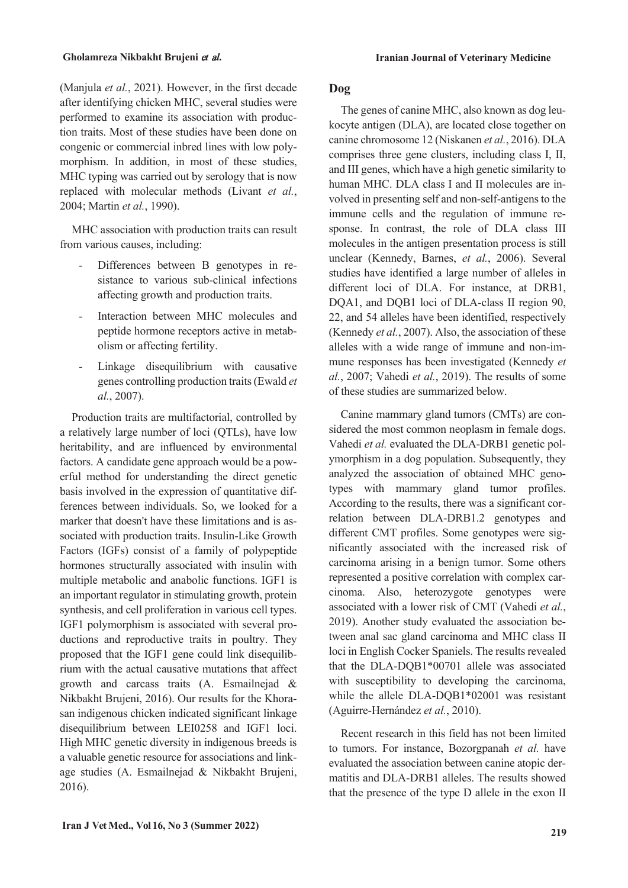(Manjula *et al.*, 2021). However, in the first decade after identifying chicken MHC, several studies were performed to examine its association with production traits. Most of these studies have been done on congenic or commercial inbred lines with low polymorphism. In addition, in most of these studies, MHC typing was carried out by serology that is now replaced with molecular methods (Livant *et al.*, 2004; Martin *et al.*, 1990).

MHC association with production traits can result from various causes, including:

- Differences between B genotypes in resistance to various sub-clinical infections affecting growth and production traits.
- Interaction between MHC molecules and peptide hormone receptors active in metabolism or affecting fertility.
- Linkage disequilibrium with causative genes controlling production traits (Ewald *et al.*, 2007).

Production traits are multifactorial, controlled by a relatively large number of loci (QTLs), have low heritability, and are influenced by environmental factors. A candidate gene approach would be a powerful method for understanding the direct genetic basis involved in the expression of quantitative differences between individuals. So, we looked for a marker that doesn't have these limitations and is associated with production traits. Insulin-Like Growth Factors (IGFs) consist of a family of polypeptide hormones structurally associated with insulin with multiple metabolic and anabolic functions. IGF1 is an important regulator in stimulating growth, protein synthesis, and cell proliferation in various cell types. IGF1 polymorphism is associated with several productions and reproductive traits in poultry. They proposed that the IGF1 gene could link disequilibrium with the actual causative mutations that affect growth and carcass traits (A. Esmailnejad & Nikbakht Brujeni, 2016). Our results for the Khorasan indigenous chicken indicated significant linkage disequilibrium between LEI0258 and IGF1 loci. High MHC genetic diversity in indigenous breeds is a valuable genetic resource for associations and linkage studies (A. Esmailnejad & Nikbakht Brujeni, 2016).

## Dog

The genes of canine MHC, also known as dog leukocyte antigen (DLA), are located close together on canine chromosome 12 (Niskanen *et al.*, 2016). DLA comprises three gene clusters, including class I, II, and III genes, which have a high genetic similarity to human MHC. DLA class I and II molecules are involved in presenting self and non-self-antigens to the immune cells and the regulation of immune response. In contrast, the role of DLA class III molecules in the antigen presentation process is still unclear (Kennedy, Barnes, *et al.*, 2006). Several studies have identified a large number of alleles in different loci of DLA. For instance, at DRB1, DQA1, and DQB1 loci of DLA-class II region 90, 22, and 54 alleles have been identified, respectively (Kennedy *et al.*, 2007). Also, the association of these alleles with a wide range of immune and non-immune responses has been investigated (Kennedy *et al.*, 2007; Vahedi *et al.*, 2019). The results of some of these studies are summarized below.

Canine mammary gland tumors (CMTs) are considered the most common neoplasm in female dogs. Vahedi *et al.* evaluated the DLA-DRB1 genetic polymorphism in a dog population. Subsequently, they analyzed the association of obtained MHC genotypes with mammary gland tumor profiles. According to the results, there was a significant correlation between DLA-DRB1.2 genotypes and different CMT profiles. Some genotypes were significantly associated with the increased risk of carcinoma arising in a benign tumor. Some others represented a positive correlation with complex carcinoma. Also, heterozygote genotypes were associated with a lower risk of CMT (Vahedi *et al.*, 2019). Another study evaluated the association between anal sac gland carcinoma and MHC class II loci in English Cocker Spaniels. The results revealed that the DLA-DQB1*00701 allele was associated with susceptibility to developing the carcinoma, while the allele DLA-DQB1*02001 was resistant (Aguirre-Hernández *et al.*, 2010).

Recent research in this field has not been limited to tumors. For instance, Bozorgpanah *et al.* have evaluated the association between canine atopic dermatitis and DLA-DRB1 alleles. The results showed that the presence of the type D allele in the exon II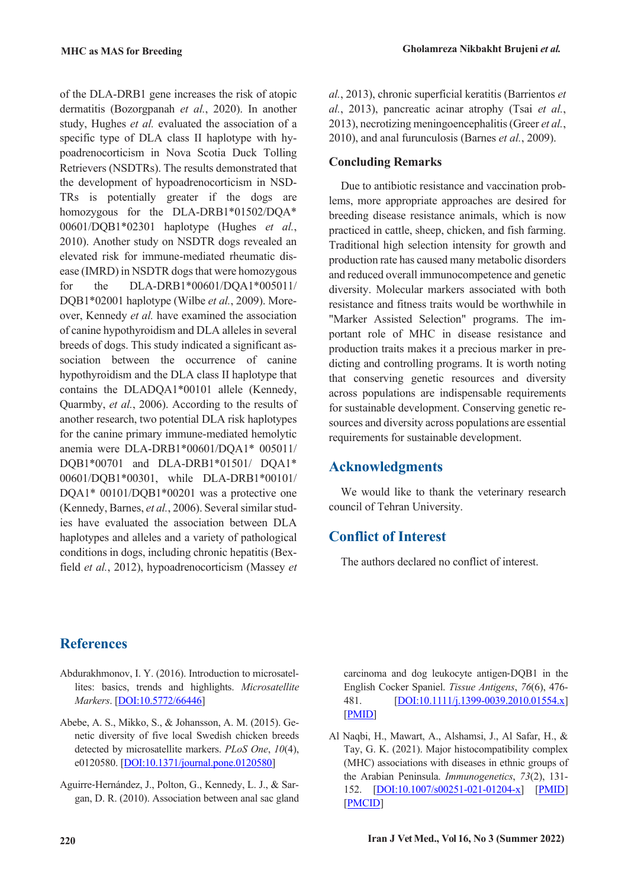of the DLA-DRB1 gene increases the risk of atopic dermatitis (Bozorgpanah *et al.*, 2020). In another study, Hughes *et al.* evaluated the association of a specific type of DLA class II haplotype with hypoadrenocorticism in Nova Scotia Duck Tolling Retrievers (NSDTRs). The results demonstrated that the development of hypoadrenocorticism in NSDTRs is potentially greater if the dogs are homozygous for the DLA-DRB1*01502/DQA*00601/DQB1*02301 haplotype (Hughes *et al.*, 2010). Another study on NSDTR dogs revealed an elevated risk for immune-mediated rheumatic disease (IMRD) in NSDTR dogs that were homozygous for the DLA-DRB1*00601/DQA1*005011/DQB1*02001 haplotype (Wilbe *et al.*, 2009). Moreover, Kennedy *et al.* have examined the association of canine hypothyroidism and DLA alleles in several breeds of dogs. This study indicated a significant association between the occurrence of canine hypothyroidism and the DLA class II haplotype that contains the DLADQA1*00101 allele (Kennedy, Quarmby, *et al.*, 2006). According to the results of another research, two potential DLA risk haplotypes for the canine primary immune-mediated hemolytic anemia were DLA-DRB1*00601/DQA1* 005011/DQB1*00701 and DLA-DRB1*01501/ DQA1* 00601/DQB1*00301, while DLA-DRB1*00101/DQA1* 00101/DQB1*00201 was a protective one (Kennedy, Barnes, *et al.*, 2006). Several similar studies have evaluated the association between DLA haplotypes and alleles and a variety of pathological conditions in dogs, including chronic hepatitis (Bexfield *et al.*, 2012), hypoadrenocorticism (Massey *et al.*, 2013), chronic superficial keratitis (Barrientos *et al.*, 2013), pancreatic acinar atrophy (Tsai *et al.*, 2013), necrotizing meningoencephalitis (Greer *et al.*, 2010), and anal furunculosis (Barnes *et al.*, 2009).

### Concluding Remarks

Due to antibiotic resistance and vaccination problems, more appropriate approaches are desired for breeding disease resistance animals, which is now practiced in cattle, sheep, chicken, and fish farming. Traditional high selection intensity for growth and production rate has caused many metabolic disorders and reduced overall immunocompetence and genetic diversity. Molecular markers associated with both resistance and fitness traits would be worthwhile in "Marker Assisted Selection" programs. The important role of MHC in disease resistance and production traits makes it a precious marker in predicting and controlling programs. It is worth noting that conserving genetic resources and diversity across populations are indispensable requirements for sustainable development. Conserving genetic resources and diversity across populations are essential requirements for sustainable development.

## Acknowledgments

We would like to thank the veterinary research council of Tehran University.

## Conflict of Interest

The authors declared no conflict of interest.

## References

Abdurakhmonov, I. Y. (2016). Introduction to microsatellites: basics, trends and highlights. *Microsatellite Markers*. [DOI:10.5772/66446]

Abebe, A. S., Mikko, S., & Johansson, A. M. (2015). Genetic diversity of five local Swedish chicken breeds detected by microsatellite markers. *PLoS One*, *10*(4), e0120580. [DOI:10.1371/journal.pone.0120580]

Aguirre-Hernández, J., Polton, G., Kennedy, L. J., & Sargan, D. R. (2010). Association between anal sac gland carcinoma and dog leukocyte antigen-DQB1 in the English Cocker Spaniel. *Tissue Antigens*, *76*(6), 476-481. [DOI:10.1111/j.1399-0039.2010.01554.x] [PMID]

Al Naqbi, H., Mawart, A., Alshamsi, J., Al Safar, H., & Tay, G. K. (2021). Major histocompatibility complex (MHC) associations with diseases in ethnic groups of the Arabian Peninsula. *Immunogenetics*, *73*(2), 131-152. [DOI:10.1007/s00251-021-01204-x] [PMID] [PMCID]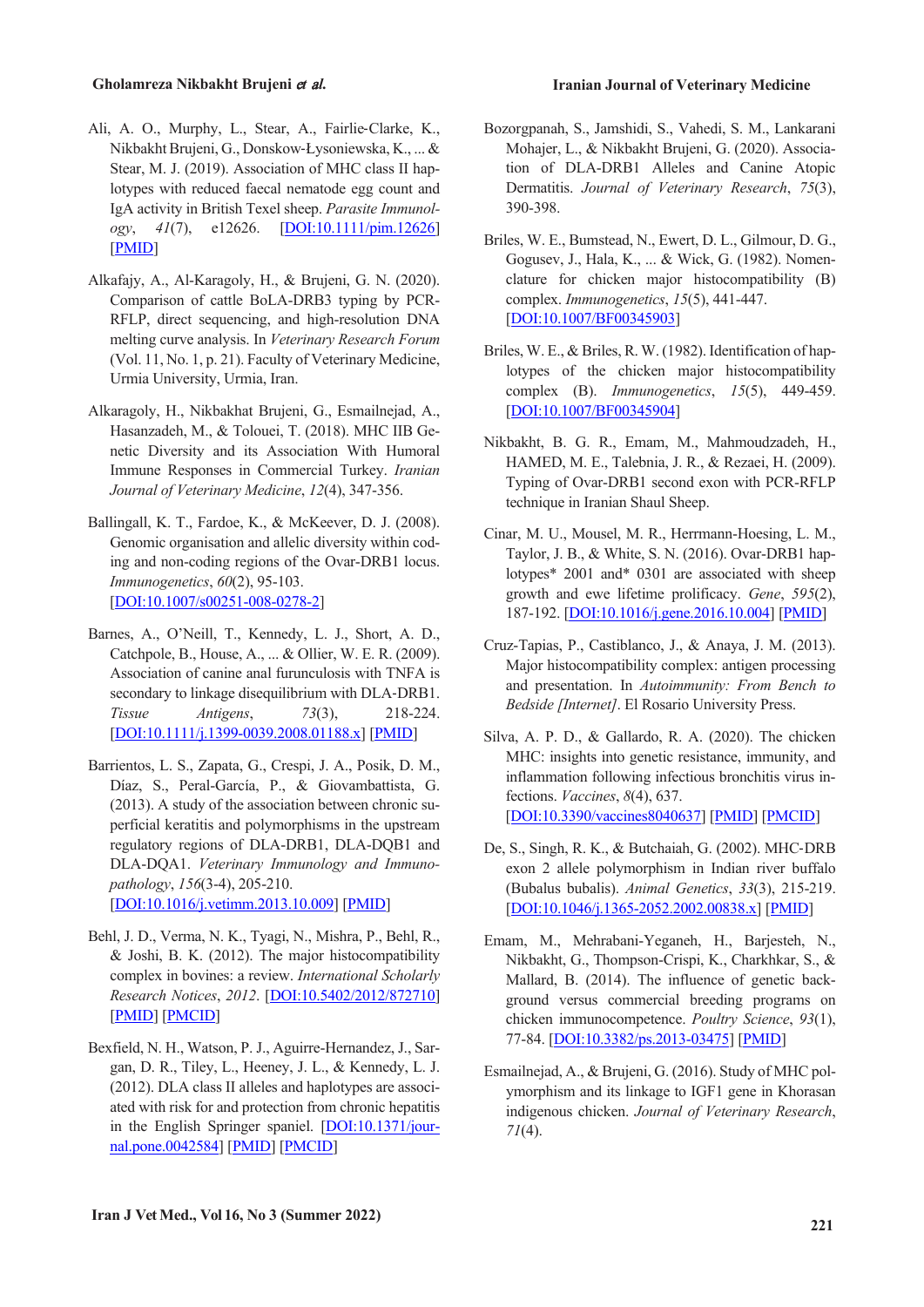Ali, A. O., Murphy, L., Stear, A., Fairlie-Clarke, K., Nikbakht Brujeni, G., Donskow-Łysoniewska, K., ... & Stear, M. J. (2019). Association of MHC class II haplotypes with reduced faecal nematode egg count and IgA activity in British Texel sheep. *Parasite Immunology*, *41*(7), e12626. [DOI:10.1111/pim.12626] [PMID]

Alkafajy, A., Al-Karagoly, H., & Brujeni, G. N. (2020). Comparison of cattle BoLA-DRB3 typing by PCR-RFLP, direct sequencing, and high-resolution DNA melting curve analysis. In *Veterinary Research Forum* (Vol. 11, No. 1, p. 21). Faculty of Veterinary Medicine, Urmia University, Urmia, Iran.

Alkaragoly, H., Nikbakhat Brujeni, G., Esmailnejad, A., Hasanzadeh, M., & Tolouei, T. (2018). MHC IIB Genetic Diversity and its Association With Humoral Immune Responses in Commercial Turkey. *Iranian Journal of Veterinary Medicine*, *12*(4), 347-356.

Ballingall, K. T., Fardoe, K., & McKeever, D. J. (2008). Genomic organisation and allelic diversity within coding and non-coding regions of the Ovar-DRB1 locus. *Immunogenetics*, *60*(2), 95-103. [DOI:10.1007/s00251-008-0278-2]

Barnes, A., O'Neill, T., Kennedy, L. J., Short, A. D., Catchpole, B., House, A., ... & Ollier, W. E. R. (2009). Association of canine anal furunculosis with TNFA is secondary to linkage disequilibrium with DLA-DRB1. *Tissue Antigens*, *73*(3), 218-224. [DOI:10.1111/j.1399-0039.2008.01188.x] [PMID]

Barrientos, L. S., Zapata, G., Crespi, J. A., Posik, D. M., Díaz, S., Peral-García, P., & Giovambattista, G. (2013). A study of the association between chronic superficial keratitis and polymorphisms in the upstream regulatory regions of DLA-DRB1, DLA-DQB1 and DLA-DQA1. *Veterinary Immunology and Immunopathology*, *156*(3-4), 205-210. [DOI:10.1016/j.vetimm.2013.10.009] [PMID]

Behl, J. D., Verma, N. K., Tyagi, N., Mishra, P., Behl, R., & Joshi, B. K. (2012). The major histocompatibility complex in bovines: a review. *International Scholarly Research Notices*, *2012*. [DOI:10.5402/2012/872710] [PMID] [PMCID]

Bexfield, N. H., Watson, P. J., Aguirre-Hernandez, J., Sargan, D. R., Tiley, L., Heeney, J. L., & Kennedy, L. J. (2012). DLA class II alleles and haplotypes are associated with risk for and protection from chronic hepatitis in the English Springer spaniel. [DOI:10.1371/journal.pone.0042584] [PMID] [PMCID]

Bozorgpanah, S., Jamshidi, S., Vahedi, S. M., Lankarani Mohajer, L., & Nikbakht Brujeni, G. (2020). Association of DLA-DRB1 Alleles and Canine Atopic Dermatitis. *Journal of Veterinary Research*, *75*(3), 390-398.

Briles, W. E., Bumstead, N., Ewert, D. L., Gilmour, D. G., Gogusev, J., Hala, K., ... & Wick, G. (1982). Nomenclature for chicken major histocompatibility (B) complex. *Immunogenetics*, *15*(5), 441-447. [DOI:10.1007/BF00345903]

Briles, W. E., & Briles, R. W. (1982). Identification of haplotypes of the chicken major histocompatibility complex (B). *Immunogenetics*, *15*(5), 449-459. [DOI:10.1007/BF00345904]

Nikbakht, B. G. R., Emam, M., Mahmoudzadeh, H., HAMED, M. E., Talebnia, J. R., & Rezaei, H. (2009). Typing of Ovar-DRB1 second exon with PCR-RFLP technique in Iranian Shaul Sheep.

Cinar, M. U., Mousel, M. R., Herrmann-Hoesing, L. M., Taylor, J. B., & White, S. N. (2016). Ovar-DRB1 haplotypes* 2001 and* 0301 are associated with sheep growth and ewe lifetime prolificacy. *Gene*, *595*(2), 187-192. [DOI:10.1016/j.gene.2016.10.004] [PMID]

Cruz-Tapias, P., Castiblanco, J., & Anaya, J. M. (2013). Major histocompatibility complex: antigen processing and presentation. In *Autoimmunity: From Bench to Bedside [Internet]*. El Rosario University Press.

Silva, A. P. D., & Gallardo, R. A. (2020). The chicken MHC: insights into genetic resistance, immunity, and inflammation following infectious bronchitis virus infections. *Vaccines*, *8*(4), 637. [DOI:10.3390/vaccines8040637] [PMID] [PMCID]

De, S., Singh, R. K., & Butchaiah, G. (2002). MHC-DRB exon 2 allele polymorphism in Indian river buffalo (Bubalus bubalis). *Animal Genetics*, *33*(3), 215-219. [DOI:10.1046/j.1365-2052.2002.00838.x] [PMID]

Emam, M., Mehrabani-Yeganeh, H., Barjesteh, N., Nikbakht, G., Thompson-Crispi, K., Charkhkar, S., & Mallard, B. (2014). The influence of genetic background versus commercial breeding programs on chicken immunocompetence. *Poultry Science*, *93*(1), 77-84. [DOI:10.3382/ps.2013-03475] [PMID]

Esmailnejad, A., & Brujeni, G. (2016). Study of MHC polymorphism and its linkage to IGF1 gene in Khorasan indigenous chicken. *Journal of Veterinary Research*, *71*(4).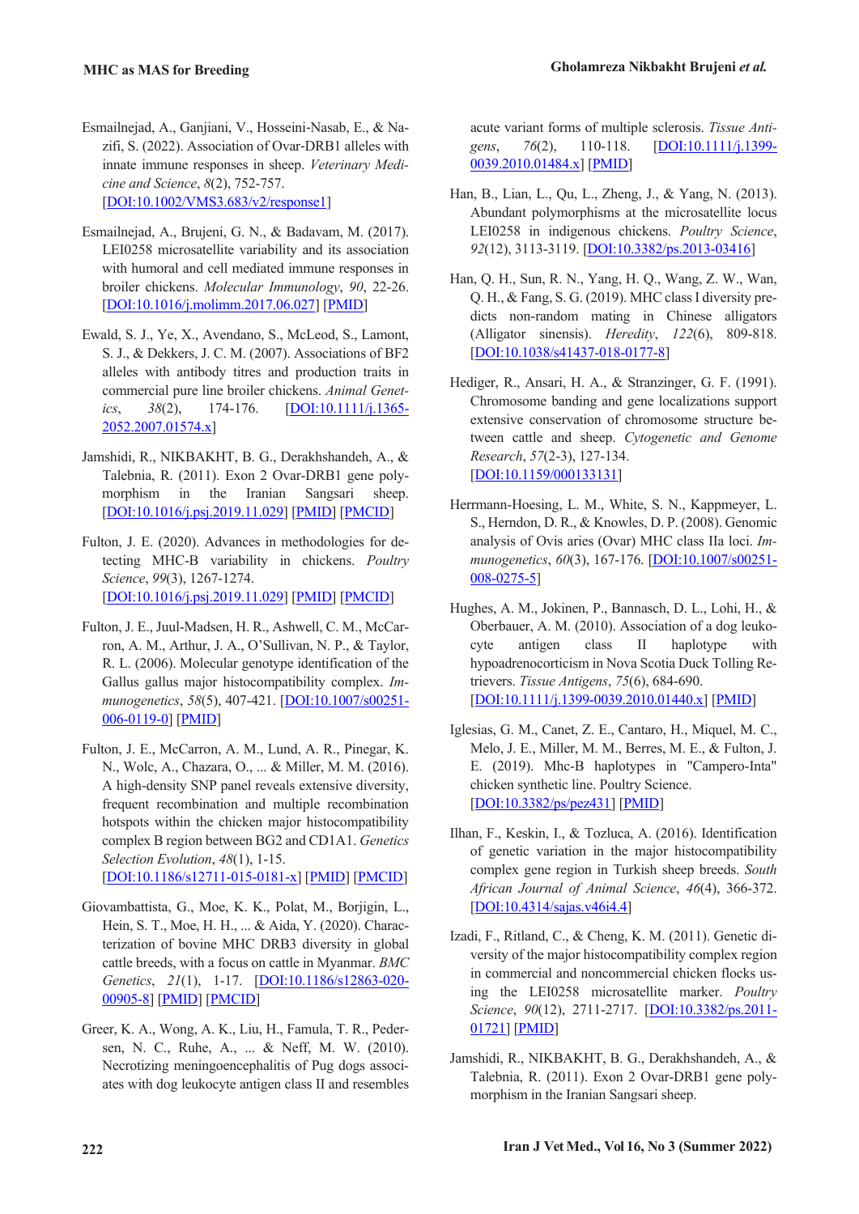Esmailnejad, A., Ganjiani, V., Hosseini-Nasab, E., & Nazifi, S. (2022). Association of Ovar-DRB1 alleles with innate immune responses in sheep. *Veterinary Medicine and Science*, *8*(2), 752-757. [DOI:10.1002/VMS3.683/v2/response1]

Esmailnejad, A., Brujeni, G. N., & Badavam, M. (2017). LEI0258 microsatellite variability and its association with humoral and cell mediated immune responses in broiler chickens. *Molecular Immunology*, *90*, 22-26. [DOI:10.1016/j.molimm.2017.06.027] [PMID]

Ewald, S. J., Ye, X., Avendano, S., McLeod, S., Lamont, S. J., & Dekkers, J. C. M. (2007). Associations of BF2 alleles with antibody titres and production traits in commercial pure line broiler chickens. *Animal Genetics*, *38*(2), 174-176. [DOI:10.1111/j.1365-2052.2007.01574.x]

Jamshidi, R., NIKBAKHT, B. G., Derakhshandeh, A., & Talebnia, R. (2011). Exon 2 Ovar-DRB1 gene polymorphism in the Iranian Sangsari sheep. [DOI:10.1016/j.psj.2019.11.029] [PMID] [PMCID]

Fulton, J. E. (2020). Advances in methodologies for detecting MHC-B variability in chickens. *Poultry Science*, *99*(3), 1267-1274. [DOI:10.1016/j.psj.2019.11.029] [PMID] [PMCID]

Fulton, J. E., Juul-Madsen, H. R., Ashwell, C. M., McCarron, A. M., Arthur, J. A., O'Sullivan, N. P., & Taylor, R. L. (2006). Molecular genotype identification of the Gallus gallus major histocompatibility complex. *Immunogenetics*, *58*(5), 407-421. [DOI:10.1007/s00251-006-0119-0] [PMID]

Fulton, J. E., McCarron, A. M., Lund, A. R., Pinegar, K. N., Wolc, A., Chazara, O., ... & Miller, M. M. (2016). A high-density SNP panel reveals extensive diversity, frequent recombination and multiple recombination hotspots within the chicken major histocompatibility complex B region between BG2 and CD1A1. *Genetics Selection Evolution*, *48*(1), 1-15. [DOI:10.1186/s12711-015-0181-x] [PMID] [PMCID]

Giovambattista, G., Moe, K. K., Polat, M., Borjigin, L., Hein, S. T., Moe, H. H., ... & Aida, Y. (2020). Characterization of bovine MHC DRB3 diversity in global cattle breeds, with a focus on cattle in Myanmar. *BMC Genetics*, *21*(1), 1-17. [DOI:10.1186/s12863-020-00905-8] [PMID] [PMCID]

Greer, K. A., Wong, A. K., Liu, H., Famula, T. R., Pedersen, N. C., Ruhe, A., ... & Neff, M. W. (2010). Necrotizing meningoencephalitis of Pug dogs associates with dog leukocyte antigen class II and resembles acute variant forms of multiple sclerosis. *Tissue Antigens*, *76*(2), 110-118. [DOI:10.1111/j.1399-0039.2010.01484.x] [PMID]

Han, B., Lian, L., Qu, L., Zheng, J., & Yang, N. (2013). Abundant polymorphisms at the microsatellite locus LEI0258 in indigenous chickens. *Poultry Science*, *92*(12), 3113-3119. [DOI:10.3382/ps.2013-03416]

Han, Q. H., Sun, R. N., Yang, H. Q., Wang, Z. W., Wan, Q. H., & Fang, S. G. (2019). MHC class I diversity predicts non-random mating in Chinese alligators (Alligator sinensis). *Heredity*, *122*(6), 809-818. [DOI:10.1038/s41437-018-0177-8]

Hediger, R., Ansari, H. A., & Stranzinger, G. F. (1991). Chromosome banding and gene localizations support extensive conservation of chromosome structure between cattle and sheep. *Cytogenetic and Genome Research*, *57*(2-3), 127-134. [DOI:10.1159/000133131]

Herrmann-Hoesing, L. M., White, S. N., Kappmeyer, L. S., Herndon, D. R., & Knowles, D. P. (2008). Genomic analysis of Ovis aries (Ovar) MHC class IIa loci. *Immunogenetics*, *60*(3), 167-176. [DOI:10.1007/s00251-008-0275-5]

Hughes, A. M., Jokinen, P., Bannasch, D. L., Lohi, H., & Oberbauer, A. M. (2010). Association of a dog leukocyte antigen class II haplotype with hypoadrenocorticism in Nova Scotia Duck Tolling Retrievers. *Tissue Antigens*, *75*(6), 684-690. [DOI:10.1111/j.1399-0039.2010.01440.x] [PMID]

Iglesias, G. M., Canet, Z. E., Cantaro, H., Miquel, M. C., Melo, J. E., Miller, M. M., Berres, M. E., & Fulton, J. E. (2019). Mhc-B haplotypes in "Campero-Inta" chicken synthetic line. Poultry Science. [DOI:10.3382/ps/pez431] [PMID]

Ilhan, F., Keskin, I., & Tozluca, A. (2016). Identification of genetic variation in the major histocompatibility complex gene region in Turkish sheep breeds. *South African Journal of Animal Science*, *46*(4), 366-372. [DOI:10.4314/sajas.v46i4.4]

Izadi, F., Ritland, C., & Cheng, K. M. (2011). Genetic diversity of the major histocompatibility complex region in commercial and noncommercial chicken flocks using the LEI0258 microsatellite marker. *Poultry Science*, *90*(12), 2711-2717. [DOI:10.3382/ps.2011-01721] [PMID]

Jamshidi, R., NIKBAKHT, B. G., Derakhshandeh, A., & Talebnia, R. (2011). Exon 2 Ovar-DRB1 gene polymorphism in the Iranian Sangsari sheep.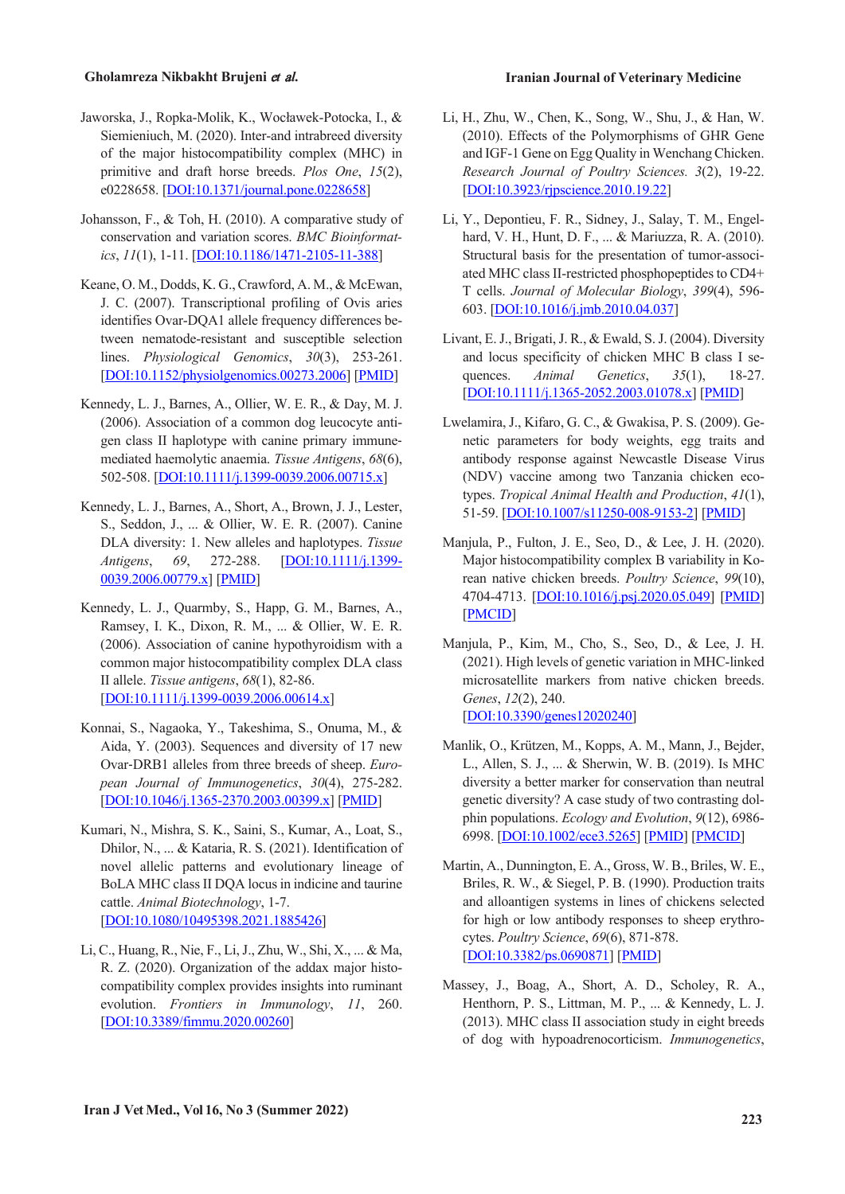Jaworska, J., Ropka-Molik, K., Wocławek-Potocka, I., & Siemieniuch, M. (2020). Inter-and intrabreed diversity of the major histocompatibility complex (MHC) in primitive and draft horse breeds. *Plos One*, *15*(2), e0228658. [DOI:10.1371/journal.pone.0228658]

Johansson, F., & Toh, H. (2010). A comparative study of conservation and variation scores. *BMC Bioinformatics*, *11*(1), 1-11. [DOI:10.1186/1471-2105-11-388]

Keane, O. M., Dodds, K. G., Crawford, A. M., & McEwan, J. C. (2007). Transcriptional profiling of Ovis aries identifies Ovar-DQA1 allele frequency differences between nematode-resistant and susceptible selection lines. *Physiological Genomics*, *30*(3), 253-261. [DOI:10.1152/physiolgenomics.00273.2006] [PMID]

Kennedy, L. J., Barnes, A., Ollier, W. E. R., & Day, M. J. (2006). Association of a common dog leucocyte antigen class II haplotype with canine primary immune-mediated haemolytic anaemia. *Tissue Antigens*, *68*(6), 502-508. [DOI:10.1111/j.1399-0039.2006.00715.x]

Kennedy, L. J., Barnes, A., Short, A., Brown, J. J., Lester, S., Seddon, J., ... & Ollier, W. E. R. (2007). Canine DLA diversity: 1. New alleles and haplotypes. *Tissue Antigens*, *69*, 272-288. [DOI:10.1111/j.1399-0039.2006.00779.x] [PMID]

Kennedy, L. J., Quarmby, S., Happ, G. M., Barnes, A., Ramsey, I. K., Dixon, R. M., ... & Ollier, W. E. R. (2006). Association of canine hypothyroidism with a common major histocompatibility complex DLA class II allele. *Tissue antigens*, *68*(1), 82-86. [DOI:10.1111/j.1399-0039.2006.00614.x]

Konnai, S., Nagaoka, Y., Takeshima, S., Onuma, M., & Aida, Y. (2003). Sequences and diversity of 17 new Ovar-DRB1 alleles from three breeds of sheep. *European Journal of Immunogenetics*, *30*(4), 275-282. [DOI:10.1046/j.1365-2370.2003.00399.x] [PMID]

Kumari, N., Mishra, S. K., Saini, S., Kumar, A., Loat, S., Dhilor, N., ... & Kataria, R. S. (2021). Identification of novel allelic patterns and evolutionary lineage of BoLA MHC class II DQA locus in indicine and taurine cattle. *Animal Biotechnology*, 1-7. [DOI:10.1080/10495398.2021.1885426]

Li, C., Huang, R., Nie, F., Li, J., Zhu, W., Shi, X., ... & Ma, R. Z. (2020). Organization of the addax major histocompatibility complex provides insights into ruminant evolution. *Frontiers in Immunology*, *11*, 260. [DOI:10.3389/fimmu.2020.00260]

Li, H., Zhu, W., Chen, K., Song, W., Shu, J., & Han, W. (2010). Effects of the Polymorphisms of GHR Gene and IGF-1 Gene on Egg Quality in Wenchang Chicken. *Research Journal of Poultry Sciences*. *3*(2), 19-22. [DOI:10.3923/rjpscience.2010.19.22]

Li, Y., Depontieu, F. R., Sidney, J., Salay, T. M., Engelhard, V. H., Hunt, D. F., ... & Mariuzza, R. A. (2010). Structural basis for the presentation of tumor-associated MHC class II-restricted phosphopeptides to CD4+ T cells. *Journal of Molecular Biology*, *399*(4), 596-603. [DOI:10.1016/j.jmb.2010.04.037]

Livant, E. J., Brigati, J. R., & Ewald, S. J. (2004). Diversity and locus specificity of chicken MHC B class I sequences. *Animal Genetics*, *35*(1), 18-27. [DOI:10.1111/j.1365-2052.2003.01078.x] [PMID]

Lwelamira, J., Kifaro, G. C., & Gwakisa, P. S. (2009). Genetic parameters for body weights, egg traits and antibody response against Newcastle Disease Virus (NDV) vaccine among two Tanzania chicken ecotypes. *Tropical Animal Health and Production*, *41*(1), 51-59. [DOI:10.1007/s11250-008-9153-2] [PMID]

Manjula, P., Fulton, J. E., Seo, D., & Lee, J. H. (2020). Major histocompatibility complex B variability in Korean native chicken breeds. *Poultry Science*, *99*(10), 4704-4713. [DOI:10.1016/j.psj.2020.05.049] [PMID] [PMCID]

Manjula, P., Kim, M., Cho, S., Seo, D., & Lee, J. H. (2021). High levels of genetic variation in MHC-linked microsatellite markers from native chicken breeds. *Genes*, *12*(2), 240. [DOI:10.3390/genes12020240]

Manlik, O., Krützen, M., Kopps, A. M., Mann, J., Bejder, L., Allen, S. J., ... & Sherwin, W. B. (2019). Is MHC diversity a better marker for conservation than neutral genetic diversity? A case study of two contrasting dolphin populations. *Ecology and Evolution*, *9*(12), 6986-6998. [DOI:10.1002/ece3.5265] [PMID] [PMCID]

Martin, A., Dunnington, E. A., Gross, W. B., Briles, W. E., Briles, R. W., & Siegel, P. B. (1990). Production traits and alloantigen systems in lines of chickens selected for high or low antibody responses to sheep erythrocytes. *Poultry Science*, *69*(6), 871-878. [DOI:10.3382/ps.0690871] [PMID]

Massey, J., Boag, A., Short, A. D., Scholey, R. A., Henthorn, P. S., Littman, M. P., ... & Kennedy, L. J. (2013). MHC class II association study in eight breeds of dog with hypoadrenocorticism. *Immunogenetics*,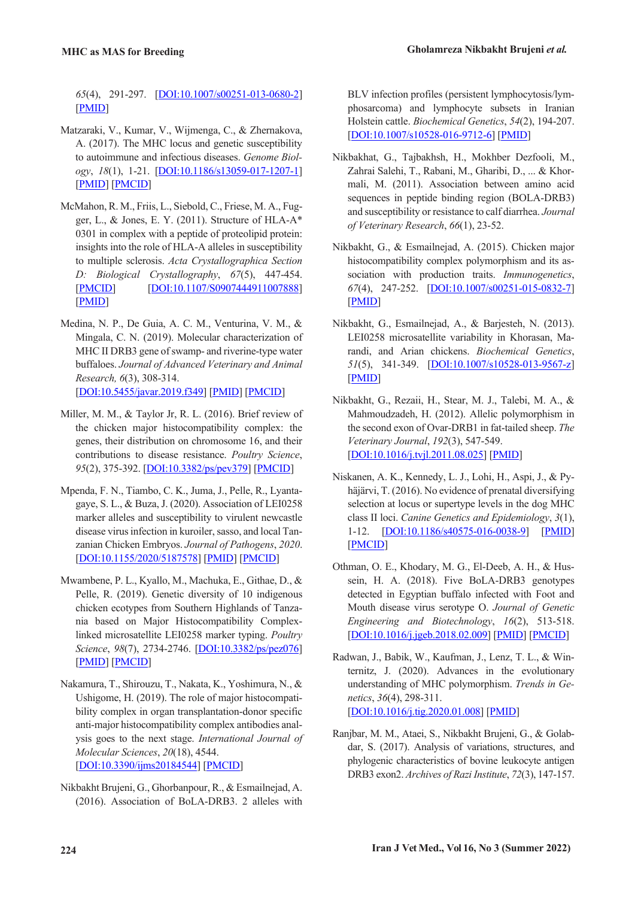*65*(4), 291-297. [DOI:10.1007/s00251-013-0680-2] [PMID]

Matzaraki, V., Kumar, V., Wijmenga, C., & Zhernakova, A. (2017). The MHC locus and genetic susceptibility to autoimmune and infectious diseases. *Genome Biology*, *18*(1), 1-21. [DOI:10.1186/s13059-017-1207-1] [PMID] [PMCID]

McMahon, R. M., Friis, L., Siebold, C., Friese, M. A., Fugger, L., & Jones, E. Y. (2011). Structure of HLA-A* 0301 in complex with a peptide of proteolipid protein: insights into the role of HLA-A alleles in susceptibility to multiple sclerosis. *Acta Crystallographica Section D: Biological Crystallography*, *67*(5), 447-454. [PMCID] [DOI:10.1107/S0907444911007888] [PMID]

Medina, N. P., De Guia, A. C. M., Venturina, V. M., & Mingala, C. N. (2019). Molecular characterization of MHC II DRB3 gene of swamp- and riverine-type water buffaloes. *Journal of Advanced Veterinary and Animal Research, 6*(3), 308-314. [DOI:10.5455/javar.2019.f349] [PMID] [PMCID]

Miller, M. M., & Taylor Jr, R. L. (2016). Brief review of the chicken major histocompatibility complex: the genes, their distribution on chromosome 16, and their contributions to disease resistance. *Poultry Science*, *95*(2), 375-392. [DOI:10.3382/ps/pev379] [PMCID]

Mpenda, F. N., Tiambo, C. K., Juma, J., Pelle, R., Lyantagaye, S. L., & Buza, J. (2020). Association of LEI0258 marker alleles and susceptibility to virulent newcastle disease virus infection in kuroiler, sasso, and local Tanzanian Chicken Embryos. *Journal of Pathogens*, *2020*. [DOI:10.1155/2020/5187578] [PMID] [PMCID]

Mwambene, P. L., Kyallo, M., Machuka, E., Githae, D., & Pelle, R. (2019). Genetic diversity of 10 indigenous chicken ecotypes from Southern Highlands of Tanzania based on Major Histocompatibility Complex-linked microsatellite LEI0258 marker typing. *Poultry Science*, *98*(7), 2734-2746. [DOI:10.3382/ps/pez076] [PMID] [PMCID]

Nakamura, T., Shirouzu, T., Nakata, K., Yoshimura, N., & Ushigome, H. (2019). The role of major histocompatibility complex in organ transplantation-donor specific anti-major histocompatibility complex antibodies analysis goes to the next stage. *International Journal of Molecular Sciences*, *20*(18), 4544. [DOI:10.3390/ijms20184544] [PMCID]

Nikbakht Brujeni, G., Ghorbanpour, R., & Esmailnejad, A. (2016). Association of BoLA-DRB3. 2 alleles with BLV infection profiles (persistent lymphocytosis/lymphosarcoma) and lymphocyte subsets in Iranian Holstein cattle. *Biochemical Genetics*, *54*(2), 194-207. [DOI:10.1007/s10528-016-9712-6] [PMID]

Nikbakhat, G., Tajbakhsh, H., Mokhber Dezfooli, M., Zahrai Salehi, T., Rabani, M., Gharibi, D., ... & Khormali, M. (2011). Association between amino acid sequences in peptide binding region (BOLA-DRB3) and susceptibility or resistance to calf diarrhea. *Journal of Veterinary Research*, *66*(1), 23-52.

Nikbakht, G., & Esmailnejad, A. (2015). Chicken major histocompatibility complex polymorphism and its association with production traits. *Immunogenetics*, *67*(4), 247-252. [DOI:10.1007/s00251-015-0832-7] [PMID]

Nikbakht, G., Esmailnejad, A., & Barjesteh, N. (2013). LEI0258 microsatellite variability in Khorasan, Marandi, and Arian chickens. *Biochemical Genetics*, *51*(5), 341-349. [DOI:10.1007/s10528-013-9567-z] [PMID]

Nikbakht, G., Rezaii, H., Stear, M. J., Talebi, M. A., & Mahmoudzadeh, H. (2012). Allelic polymorphism in the second exon of Ovar-DRB1 in fat-tailed sheep. *The Veterinary Journal*, *192*(3), 547-549. [DOI:10.1016/j.tvjl.2011.08.025] [PMID]

Niskanen, A. K., Kennedy, L. J., Lohi, H., Aspi, J., & Pyhäjärvi, T. (2016). No evidence of prenatal diversifying selection at locus or supertype levels in the dog MHC class II loci. *Canine Genetics and Epidemiology*, *3*(1), 1-12. [DOI:10.1186/s40575-016-0038-9] [PMID] [PMCID]

Othman, O. E., Khodary, M. G., El-Deeb, A. H., & Hussein, H. A. (2018). Five BoLA-DRB3 genotypes detected in Egyptian buffalo infected with Foot and Mouth disease virus serotype O. *Journal of Genetic Engineering and Biotechnology*, *16*(2), 513-518. [DOI:10.1016/j.jgeb.2018.02.009] [PMID] [PMCID]

Radwan, J., Babik, W., Kaufman, J., Lenz, T. L., & Winternitz, J. (2020). Advances in the evolutionary understanding of MHC polymorphism. *Trends in Genetics*, *36*(4), 298-311. [DOI:10.1016/j.tig.2020.01.008] [PMID]

Ranjbar, M. M., Ataei, S., Nikbakht Brujeni, G., & Golabdar, S. (2017). Analysis of variations, structures, and phylogenic characteristics of bovine leukocyte antigen DRB3 exon2. *Archives of Razi Institute*, *72*(3), 147-157.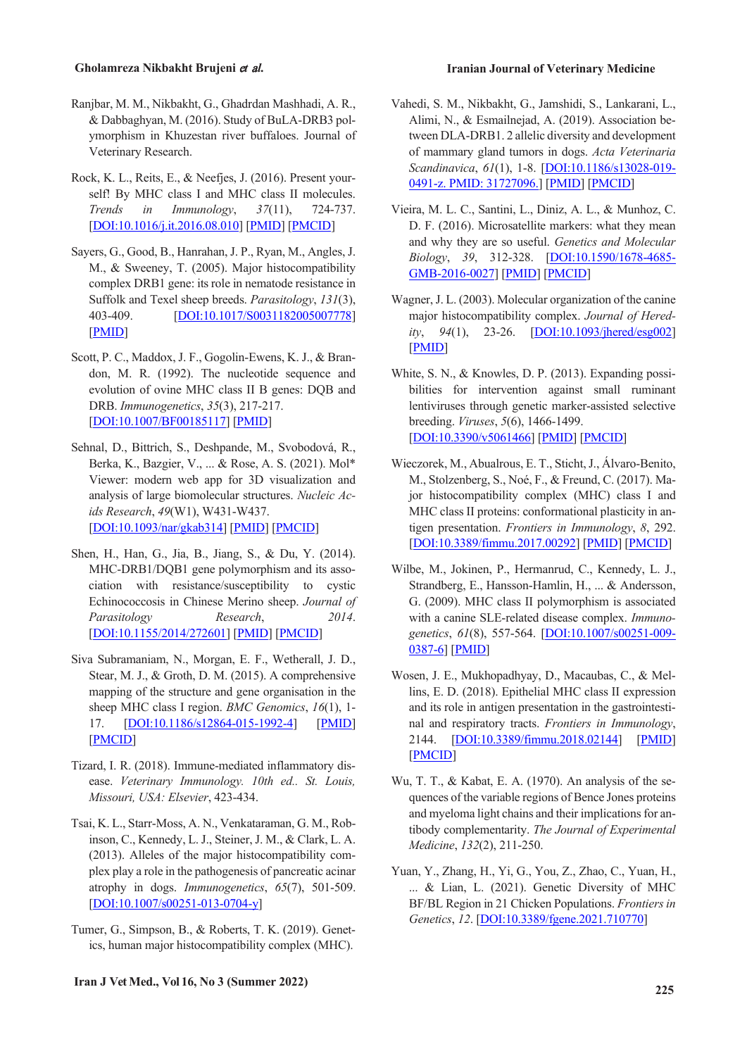Ranjbar, M. M., Nikbakht, G., Ghadrdan Mashhadi, A. R., & Dabbaghyan, M. (2016). Study of BuLA-DRB3 polymorphism in Khuzestan river buffaloes. Journal of Veterinary Research.

Rock, K. L., Reits, E., & Neefjes, J. (2016). Present yourself! By MHC class I and MHC class II molecules. *Trends in Immunology*, *37*(11), 724-737. [DOI:10.1016/j.it.2016.08.010] [PMID] [PMCID]

Sayers, G., Good, B., Hanrahan, J. P., Ryan, M., Angles, J. M., & Sweeney, T. (2005). Major histocompatibility complex DRB1 gene: its role in nematode resistance in Suffolk and Texel sheep breeds. *Parasitology*, *131*(3), 403-409. [DOI:10.1017/S0031182005007778] [PMID]

Scott, P. C., Maddox, J. F., Gogolin-Ewens, K. J., & Brandon, M. R. (1992). The nucleotide sequence and evolution of ovine MHC class II B genes: DQB and DRB. *Immunogenetics*, *35*(3), 217-217. [DOI:10.1007/BF00185117] [PMID]

Sehnal, D., Bittrich, S., Deshpande, M., Svobodová, R., Berka, K., Bazgier, V., ... & Rose, A. S. (2021). Mol* Viewer: modern web app for 3D visualization and analysis of large biomolecular structures. *Nucleic Acids Research*, *49*(W1), W431-W437. [DOI:10.1093/nar/gkab314] [PMID] [PMCID]

Shen, H., Han, G., Jia, B., Jiang, S., & Du, Y. (2014). MHC-DRB1/DQB1 gene polymorphism and its association with resistance/susceptibility to cystic Echinococcosis in Chinese Merino sheep. *Journal of Parasitology Research*, *2014*. [DOI:10.1155/2014/272601] [PMID] [PMCID]

Siva Subramaniam, N., Morgan, E. F., Wetherall, J. D., Stear, M. J., & Groth, D. M. (2015). A comprehensive mapping of the structure and gene organisation in the sheep MHC class I region. *BMC Genomics*, *16*(1), 1-17. [DOI:10.1186/s12864-015-1992-4] [PMID] [PMCID]

Tizard, I. R. (2018). Immune-mediated inflammatory disease. *Veterinary Immunology. 10th ed.. St. Louis, Missouri, USA: Elsevier*, 423-434.

Tsai, K. L., Starr-Moss, A. N., Venkataraman, G. M., Robinson, C., Kennedy, L. J., Steiner, J. M., & Clark, L. A. (2013). Alleles of the major histocompatibility complex play a role in the pathogenesis of pancreatic acinar atrophy in dogs. *Immunogenetics*, *65*(7), 501-509. [DOI:10.1007/s00251-013-0704-y]

Turner, G., Simpson, B., & Roberts, T. K. (2019). Genetics, human major histocompatibility complex (MHC).

Vahedi, S. M., Nikbakht, G., Jamshidi, S., Lankarani, L., Alimi, N., & Esmailnejad, A. (2019). Association between DLA-DRB1. 2 allelic diversity and development of mammary gland tumors in dogs. *Acta Veterinaria Scandinavica*, *61*(1), 1-8. [DOI:10.1186/s13028-019-0491-z. PMID: 31727096.] [PMID] [PMCID]

Vieira, M. L. C., Santini, L., Diniz, A. L., & Munhoz, C. D. F. (2016). Microsatellite markers: what they mean and why they are so useful. *Genetics and Molecular Biology*, *39*, 312-328. [DOI:10.1590/1678-4685-GMB-2016-0027] [PMID] [PMCID]

Wagner, J. L. (2003). Molecular organization of the canine major histocompatibility complex. *Journal of Heredity*, *94*(1), 23-26. [DOI:10.1093/jhered/esg002] [PMID]

White, S. N., & Knowles, D. P. (2013). Expanding possibilities for intervention against small ruminant lentiviruses through genetic marker-assisted selective breeding. *Viruses*, *5*(6), 1466-1499. [DOI:10.3390/v5061466] [PMID] [PMCID]

Wieczorek, M., Abualrous, E. T., Sticht, J., Álvaro-Benito, M., Stolzenberg, S., Noé, F., & Freund, C. (2017). Major histocompatibility complex (MHC) class I and MHC class II proteins: conformational plasticity in antigen presentation. *Frontiers in Immunology*, *8*, 292. [DOI:10.3389/fimmu.2017.00292] [PMID] [PMCID]

Wilbe, M., Jokinen, P., Hermanrud, C., Kennedy, L. J., Strandberg, E., Hansson-Hamlin, H., ... & Andersson, G. (2009). MHC class II polymorphism is associated with a canine SLE-related disease complex. *Immunogenetics*, *61*(8), 557-564. [DOI:10.1007/s00251-009-0387-6] [PMID]

Wosen, J. E., Mukhopadhyay, D., Macaubas, C., & Mellins, E. D. (2018). Epithelial MHC class II expression and its role in antigen presentation in the gastrointestinal and respiratory tracts. *Frontiers in Immunology*, 2144. [DOI:10.3389/fimmu.2018.02144] [PMID] [PMCID]

Wu, T. T., & Kabat, E. A. (1970). An analysis of the sequences of the variable regions of Bence Jones proteins and myeloma light chains and their implications for antibody complementarity. *The Journal of Experimental Medicine*, *132*(2), 211-250.

Yuan, Y., Zhang, H., Yi, G., You, Z., Zhao, C., Yuan, H., ... & Lian, L. (2021). Genetic Diversity of MHC BF/BL Region in 21 Chicken Populations. *Frontiers in Genetics*, *12*. [DOI:10.3389/fgene.2021.710770]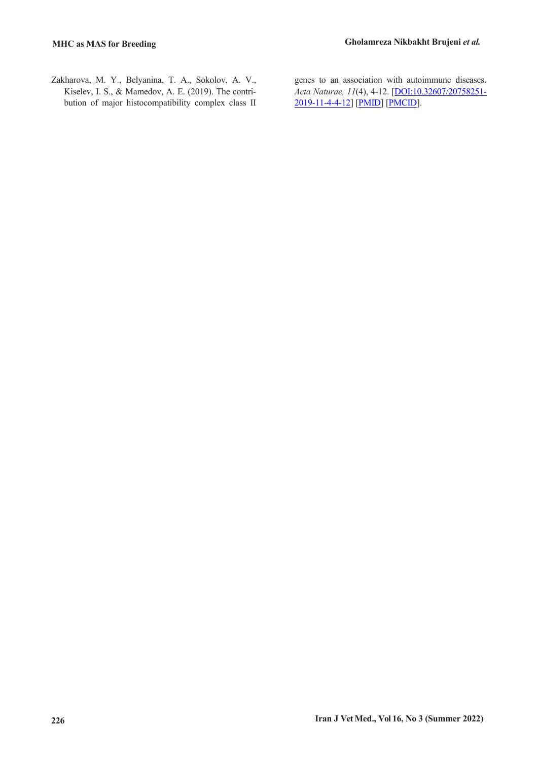Zakharova, M. Y., Belyanina, T. A., Sokolov, A. V., Kiselev, I. S., & Mamedov, A. E. (2019). The contribution of major histocompatibility complex class II genes to an association with autoimmune diseases. *Acta Naturae, 11*(4), 4-12. [DOI:10.32607/20758251-2019-11-4-4-12] [PMID] [PMCID].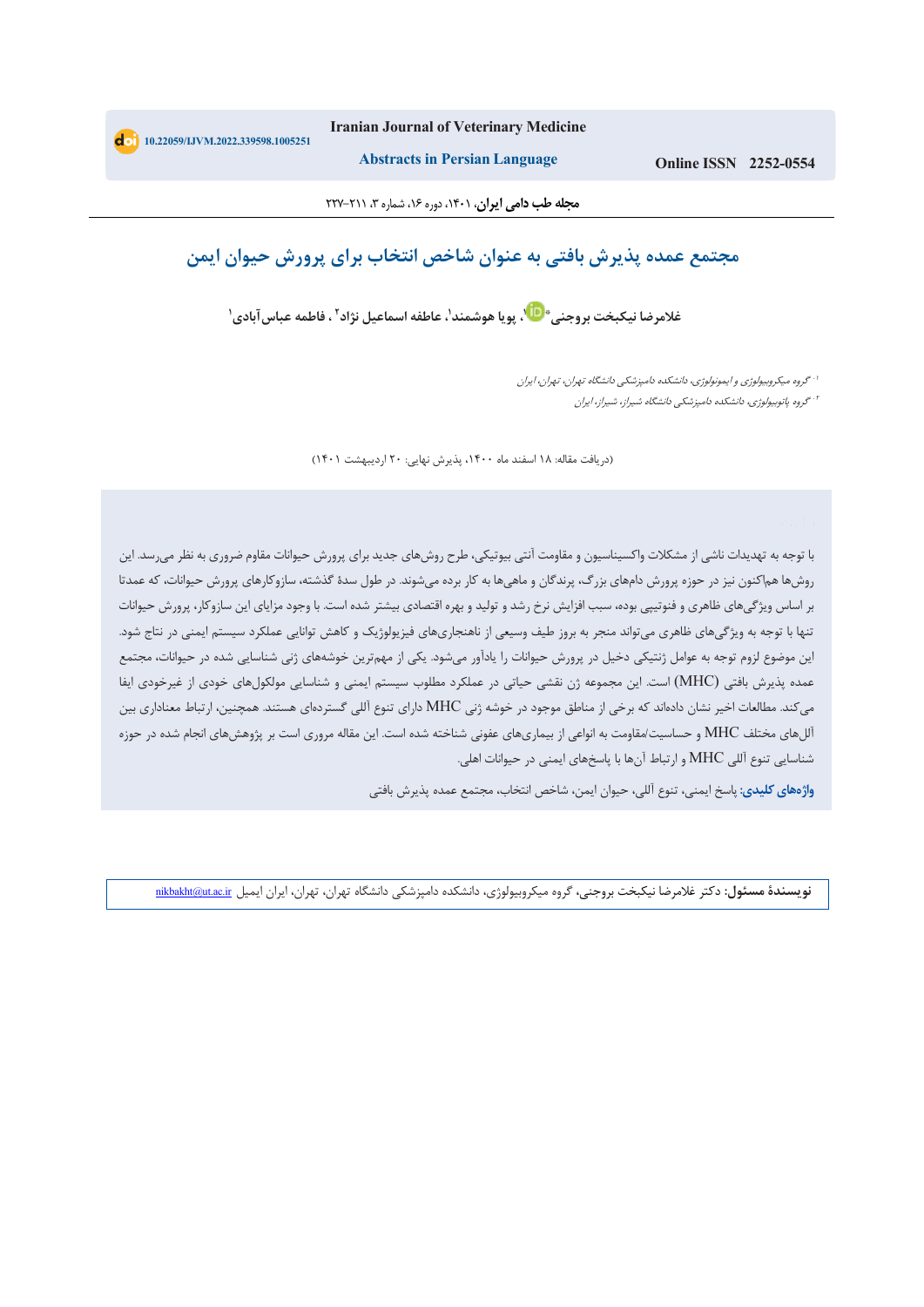10.22059/IJVM.2022.339598.1005251

**Iranian Journal of Veterinary Medicine**

**Abstracts in Persian Language**

**Online ISSN 2252-0554**

**مجله طب دامی ایران**، ۱۴۰۱، دوره ۱۶، شماره ۳، ۲۲۷-۲۱۱

# مجتمع عمده پذیرش بافتی به عنوان شاخص انتخاب برای پرورش حیوان ایمن

**غلامرضا نیکبخت بروجنی**\*[۱]، **پویا هوشمند**[۱]، **عاطفه اسماعیل نژاد**[۲]، **فاطمه عباس‌آبادی**[۱]

[۱] گروه میکروبیولوژی و ایمونولوژی، دانشکده دامپزشکی دانشگاه تهران، تهران، ایران

[۲] گروه پاتوبیولوژی، دانشکده دامپزشکی دانشگاه شیراز، شیراز، ایران

(دریافت مقاله: ۱۸ اسفند ماه ۱۴۰۰، پذیرش نهایی: ۲۰ اردیبهشت ۱۴۰۱)

با توجه به تهدیدات ناشی از مشکلات واکسیناسیون و مقاومت آنتی بیوتیکی، طرح روش‌های جدید برای پرورش حیوانات مقاوم ضروری به نظر می‌رسد. این روش‌ها هم‌اکنون نیز در حوزه پرورش دام‌های بزرگ، پرندگان و ماهی‌ها به کار برده می‌شوند. در طول سدهٔ گذشته، سازوکارهای پرورش حیوانات، که عمدتا بر اساس ویژگی‌های ظاهری و فنوتیپی بوده، سبب افزایش نرخ رشد و تولید و بهره اقتصادی بیشتر شده است. با وجود مزایای این سازوکار، پرورش حیوانات تنها با توجه به ویژگی‌های ظاهری می‌تواند منجر به بروز طیف وسیعی از ناهنجاری‌های فیزیولوژیک و کاهش توانایی عملکرد سیستم ایمنی در نتاج شود. این موضوع لزوم توجه به عوامل ژنتیکی دخیل در پرورش حیوانات را یادآور می‌شود. یکی از مهم‌ترین خوشه‌های ژنی شناسایی شده در حیوانات، مجتمع عمده پذیرش بافتی (MHC) است. این مجموعه ژن نقشی حیاتی در عملکرد مطلوب سیستم ایمنی و شناسایی مولکول‌های خودی از غیرخودی ایفا می‌کند. مطالعات اخیر نشان داده‌اند که برخی از مناطق موجود در خوشه ژنی MHC دارای تنوع آللی گسترده‌ای هستند. همچنین، ارتباط معناداری بین آلل‌های مختلف MHC و حساسیت/مقاومت به انواعی از بیماری‌های عفونی شناخته شده است. این مقاله مروری است بر پژوهش‌های انجام شده در حوزه شناسایی تنوع آللی MHC و ارتباط آن‌ها با پاسخ‌های ایمنی در حیوانات اهلی.

**واژه‌های کلیدی:** پاسخ ایمنی، تنوع آللی، حیوان ایمن، شاخص انتخاب، مجتمع عمده پذیرش بافتی

**نویسندهٔ مسئول:** دکتر غلامرضا نیکبخت بروجنی، گروه میکروبیولوژی، دانشکده دامپزشکی دانشگاه تهران، تهران، ایران ایمیل nikbakht@ut.ac.ir